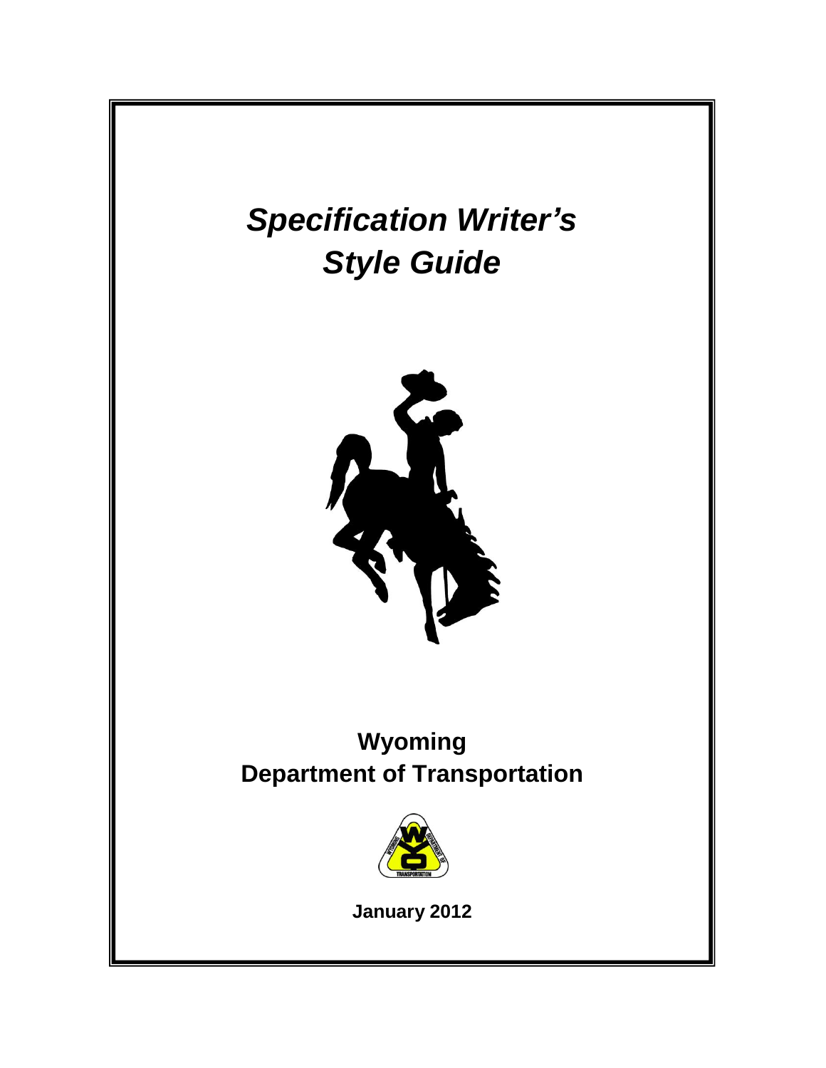# *Specification Writer's Style Guide*

## Wyoming Department of Transportation

**January 2012**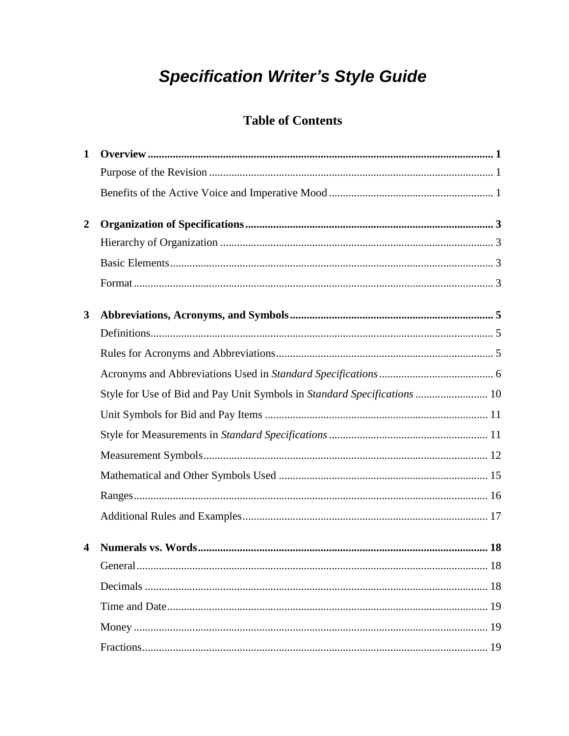# *Specification Writer's Style Guide*

## Table of Contents

**1 Overview ........................................................................................................................ 1**

Purpose of the Revision ..................................................................................................... 1

Benefits of the Active Voice and Imperative Mood ........................................................... 1

**2 Organization of Specifications ......................................................................................... 3**

Hierarchy of Organization .................................................................................................. 3

Basic Elements .................................................................................................................... 3

Format ................................................................................................................................. 3

**3 Abbreviations, Acronyms, and Symbols ......................................................................... 5**

Definitions ........................................................................................................................... 5

Rules for Acronyms and Abbreviations .............................................................................. 5

Acronyms and Abbreviations Used in *Standard Specifications* ......................................... 6

Style for Use of Bid and Pay Unit Symbols in *Standard Specifications* .......................... 10

Unit Symbols for Bid and Pay Items ................................................................................ 11

Style for Measurements in *Standard Specifications* ......................................................... 11

Measurement Symbols ...................................................................................................... 12

Mathematical and Other Symbols Used ........................................................................... 15

Ranges ............................................................................................................................... 16

Additional Rules and Examples ........................................................................................ 17

**4 Numerals vs. Words ........................................................................................................ 18**

General .............................................................................................................................. 18

Decimals ........................................................................................................................... 18

Time and Date ................................................................................................................... 19

Money ............................................................................................................................... 19

Fractions ............................................................................................................................ 19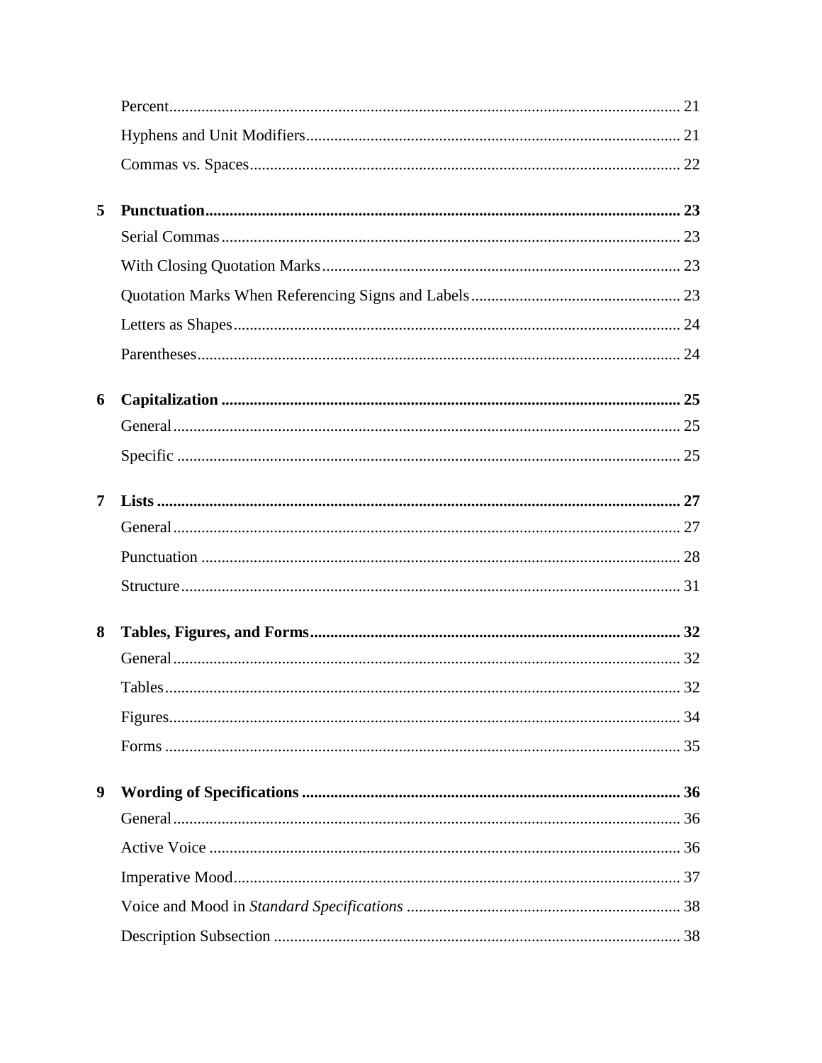Percent ........ 21

Hyphens and Unit Modifiers ........ 21

Commas vs. Spaces ........ 22

**5 Punctuation ........ 23**

Serial Commas ........ 23

With Closing Quotation Marks ........ 23

Quotation Marks When Referencing Signs and Labels ........ 23

Letters as Shapes ........ 24

Parentheses ........ 24

**6 Capitalization ........ 25**

General ........ 25

Specific ........ 25

**7 Lists ........ 27**

General ........ 27

Punctuation ........ 28

Structure ........ 31

**8 Tables, Figures, and Forms ........ 32**

General ........ 32

Tables ........ 32

Figures ........ 34

Forms ........ 35

**9 Wording of Specifications ........ 36**

General ........ 36

Active Voice ........ 36

Imperative Mood ........ 37

Voice and Mood in *Standard Specifications* ........ 38

Description Subsection ........ 38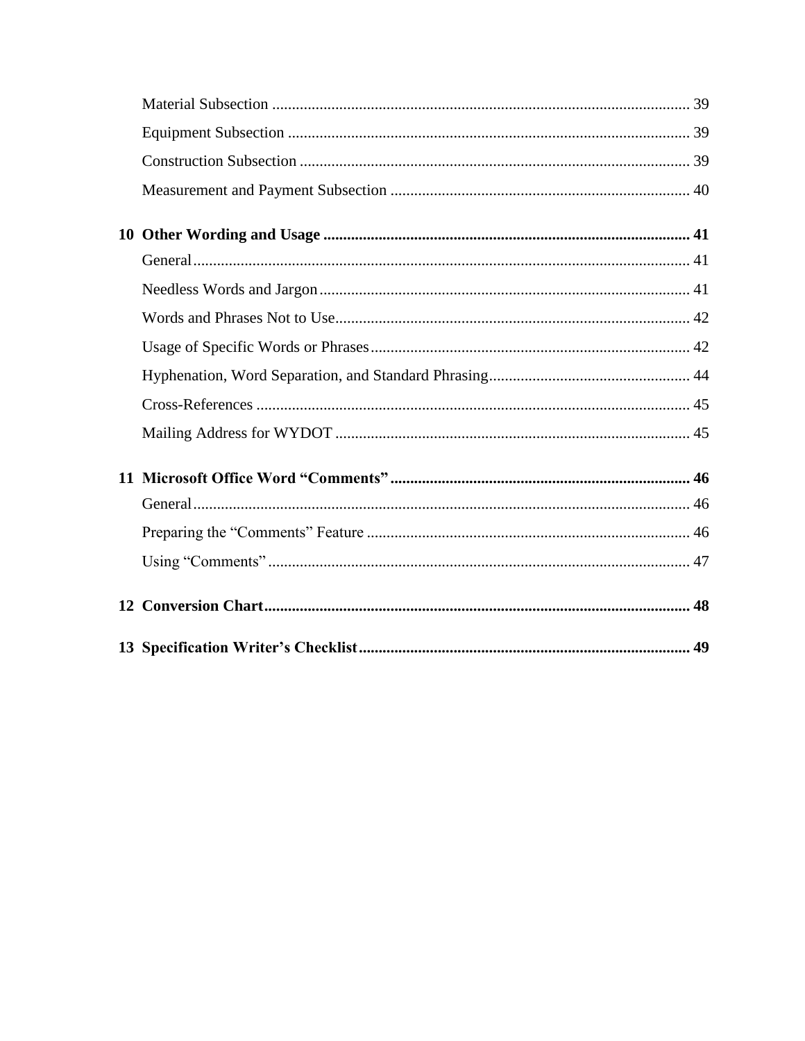Material Subsection ........................................................................................................ 39

Equipment Subsection .................................................................................................... 39

Construction Subsection ................................................................................................. 39

Measurement and Payment Subsection .......................................................................... 40

**10 Other Wording and Usage ........................................................................................... 41**

General............................................................................................................................ 41

Needless Words and Jargon............................................................................................ 41

Words and Phrases Not to Use........................................................................................ 42

Usage of Specific Words or Phrases............................................................................... 42

Hyphenation, Word Separation, and Standard Phrasing.................................................. 44

Cross-References ............................................................................................................ 45

Mailing Address for WYDOT ........................................................................................ 45

**11 Microsoft Office Word "Comments" .......................................................................... 46**

General............................................................................................................................ 46

Preparing the "Comments" Feature ................................................................................ 46

Using "Comments" ......................................................................................................... 47

**12 Conversion Chart.......................................................................................................... 48**

**13 Specification Writer's Checklist................................................................................... 49**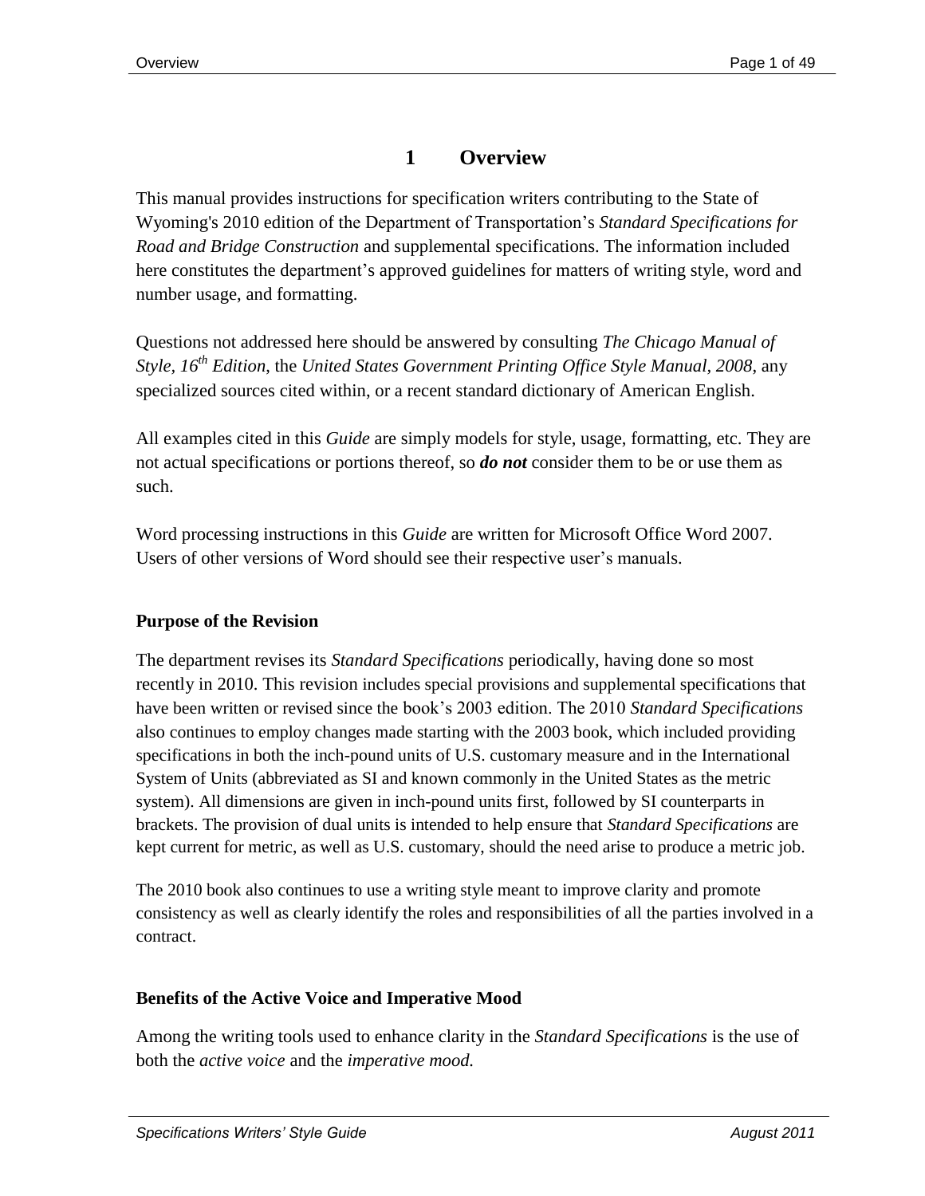# 1 Overview

This manual provides instructions for specification writers contributing to the State of Wyoming's 2010 edition of the Department of Transportation's *Standard Specifications for Road and Bridge Construction* and supplemental specifications. The information included here constitutes the department's approved guidelines for matters of writing style, word and number usage, and formatting.

Questions not addressed here should be answered by consulting *The Chicago Manual of Style, 16th Edition*, the *United States Government Printing Office Style Manual, 2008*, any specialized sources cited within, or a recent standard dictionary of American English.

All examples cited in this *Guide* are simply models for style, usage, formatting, etc. They are not actual specifications or portions thereof, so ***do not*** consider them to be or use them as such.

Word processing instructions in this *Guide* are written for Microsoft Office Word 2007. Users of other versions of Word should see their respective user's manuals.

### Purpose of the Revision

The department revises its *Standard Specifications* periodically, having done so most recently in 2010. This revision includes special provisions and supplemental specifications that have been written or revised since the book's 2003 edition. The 2010 *Standard Specifications* also continues to employ changes made starting with the 2003 book, which included providing specifications in both the inch-pound units of U.S. customary measure and in the International System of Units (abbreviated as SI and known commonly in the United States as the metric system). All dimensions are given in inch-pound units first, followed by SI counterparts in brackets. The provision of dual units is intended to help ensure that *Standard Specifications* are kept current for metric, as well as U.S. customary, should the need arise to produce a metric job.

The 2010 book also continues to use a writing style meant to improve clarity and promote consistency as well as clearly identify the roles and responsibilities of all the parties involved in a contract.

### Benefits of the Active Voice and Imperative Mood

Among the writing tools used to enhance clarity in the *Standard Specifications* is the use of both the *active voice* and the *imperative mood.*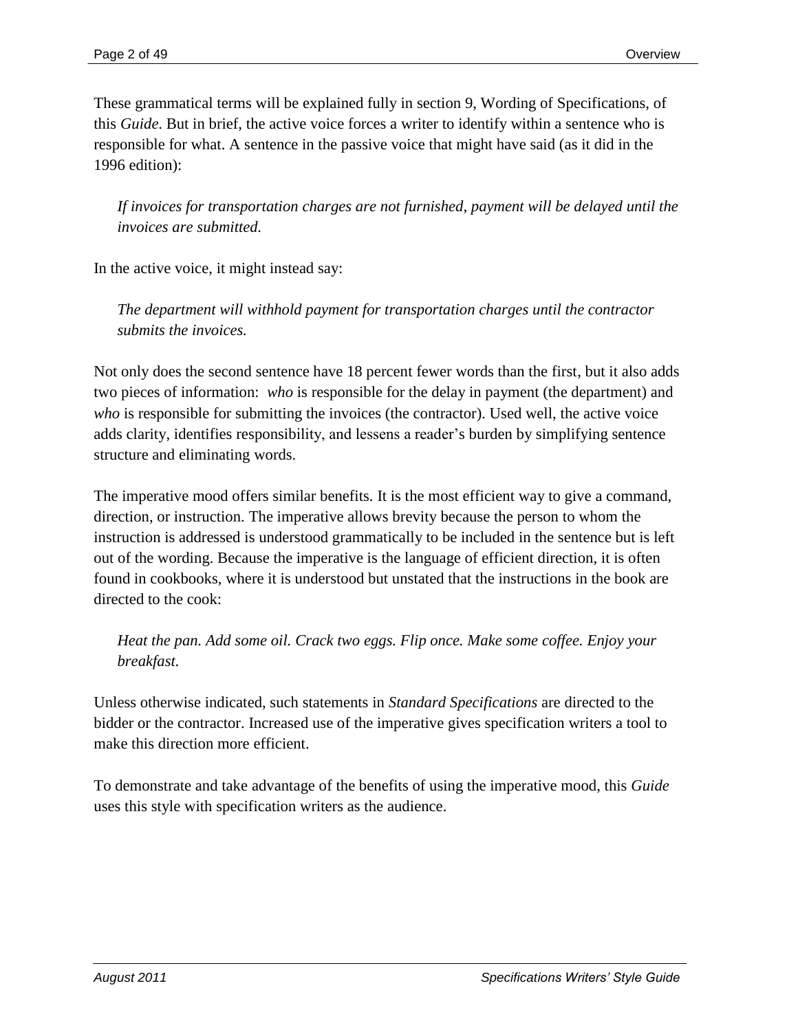These grammatical terms will be explained fully in section 9, Wording of Specifications, of this *Guide*. But in brief, the active voice forces a writer to identify within a sentence who is responsible for what. A sentence in the passive voice that might have said (as it did in the 1996 edition):

> *If invoices for transportation charges are not furnished, payment will be delayed until the invoices are submitted.*

In the active voice, it might instead say:

> *The department will withhold payment for transportation charges until the contractor submits the invoices.*

Not only does the second sentence have 18 percent fewer words than the first, but it also adds two pieces of information: *who* is responsible for the delay in payment (the department) and *who* is responsible for submitting the invoices (the contractor). Used well, the active voice adds clarity, identifies responsibility, and lessens a reader's burden by simplifying sentence structure and eliminating words.

The imperative mood offers similar benefits. It is the most efficient way to give a command, direction, or instruction. The imperative allows brevity because the person to whom the instruction is addressed is understood grammatically to be included in the sentence but is left out of the wording. Because the imperative is the language of efficient direction, it is often found in cookbooks, where it is understood but unstated that the instructions in the book are directed to the cook:

> *Heat the pan. Add some oil. Crack two eggs. Flip once. Make some coffee. Enjoy your breakfast.*

Unless otherwise indicated, such statements in *Standard Specifications* are directed to the bidder or the contractor. Increased use of the imperative gives specification writers a tool to make this direction more efficient.

To demonstrate and take advantage of the benefits of using the imperative mood, this *Guide* uses this style with specification writers as the audience.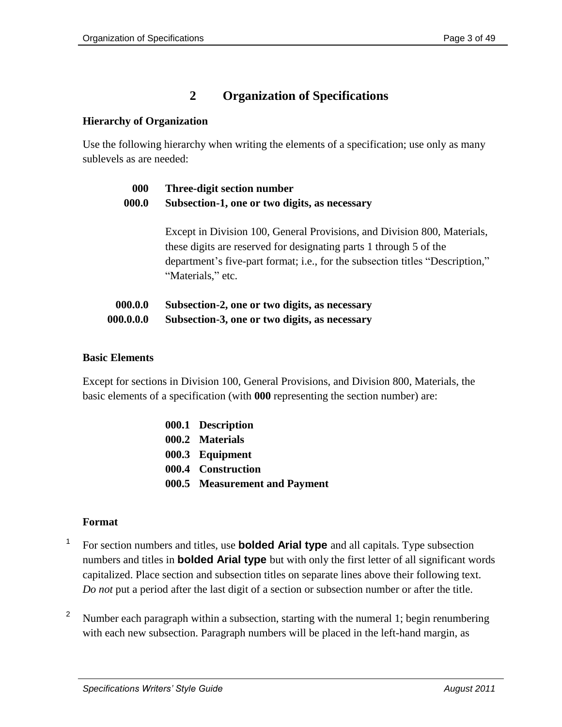# 2 Organization of Specifications

**Hierarchy of Organization**

Use the following hierarchy when writing the elements of a specification; use only as many sublevels as are needed:

**000** **Three-digit section number**
**000.0** **Subsection-1, one or two digits, as necessary**

Except in Division 100, General Provisions, and Division 800, Materials, these digits are reserved for designating parts 1 through 5 of the department's five-part format; i.e., for the subsection titles "Description," "Materials," etc.

**000.0.0** **Subsection-2, one or two digits, as necessary**
**000.0.0.0** **Subsection-3, one or two digits, as necessary**

**Basic Elements**

Except for sections in Division 100, General Provisions, and Division 800, Materials, the basic elements of a specification (with **000** representing the section number) are:

**000.1 Description**
**000.2 Materials**
**000.3 Equipment**
**000.4 Construction**
**000.5 Measurement and Payment**

**Format**

1 For section numbers and titles, use **bolded Arial type** and all capitals. Type subsection numbers and titles in **bolded Arial type** but with only the first letter of all significant words capitalized. Place section and subsection titles on separate lines above their following text. *Do not* put a period after the last digit of a section or subsection number or after the title.

2 Number each paragraph within a subsection, starting with the numeral 1; begin renumbering with each new subsection. Paragraph numbers will be placed in the left-hand margin, as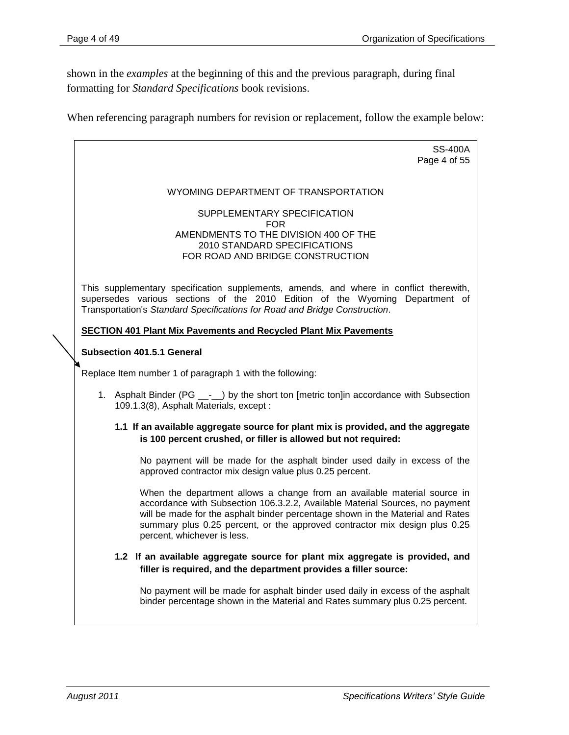shown in the *examples* at the beginning of this and the previous paragraph, during final formatting for *Standard Specifications* book revisions.

When referencing paragraph numbers for revision or replacement, follow the example below:

SS-400A
Page 4 of 55

WYOMING DEPARTMENT OF TRANSPORTATION

SUPPLEMENTARY SPECIFICATION
FOR
AMENDMENTS TO THE DIVISION 400 OF THE
2010 STANDARD SPECIFICATIONS
FOR ROAD AND BRIDGE CONSTRUCTION

This supplementary specification supplements, amends, and where in conflict therewith, supersedes various sections of the 2010 Edition of the Wyoming Department of Transportation's *Standard Specifications for Road and Bridge Construction*.

**SECTION 401 Plant Mix Pavements and Recycled Plant Mix Pavements**

**Subsection 401.5.1 General**

Replace Item number 1 of paragraph 1 with the following:

1. Asphalt Binder (PG __-__) by the short ton [metric ton]in accordance with Subsection 109.1.3(8), Asphalt Materials, except :

   **1.1 If an available aggregate source for plant mix is provided, and the aggregate is 100 percent crushed, or filler is allowed but not required:**

   No payment will be made for the asphalt binder used daily in excess of the approved contractor mix design value plus 0.25 percent.

   When the department allows a change from an available material source in accordance with Subsection 106.3.2.2, Available Material Sources, no payment will be made for the asphalt binder percentage shown in the Material and Rates summary plus 0.25 percent, or the approved contractor mix design plus 0.25 percent, whichever is less.

   **1.2 If an available aggregate source for plant mix aggregate is provided, and filler is required, and the department provides a filler source:**

   No payment will be made for asphalt binder used daily in excess of the asphalt binder percentage shown in the Material and Rates summary plus 0.25 percent.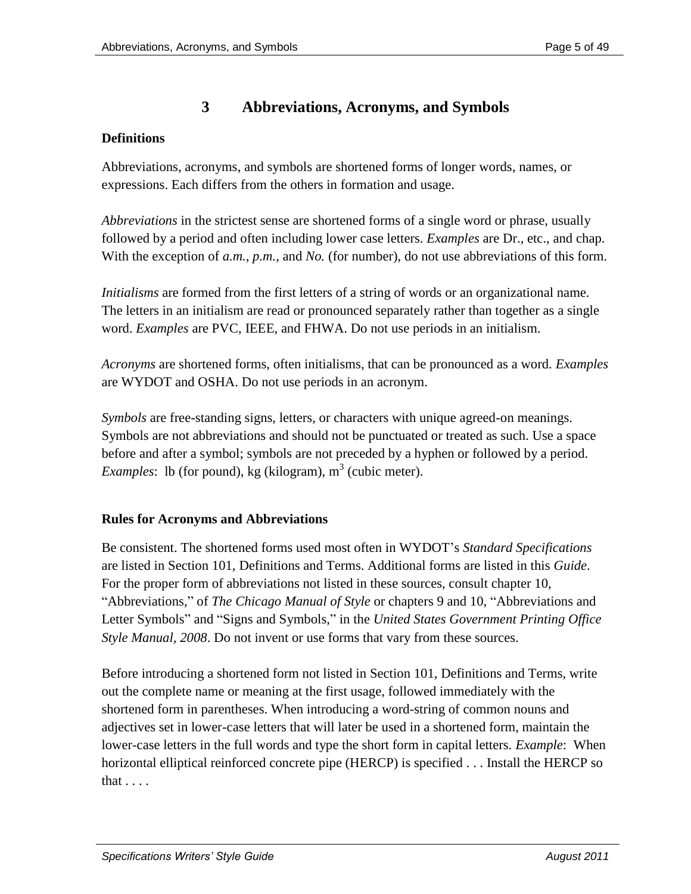# 3 Abbreviations, Acronyms, and Symbols

**Definitions**

Abbreviations, acronyms, and symbols are shortened forms of longer words, names, or expressions. Each differs from the others in formation and usage.

*Abbreviations* in the strictest sense are shortened forms of a single word or phrase, usually followed by a period and often including lower case letters. *Examples* are Dr., etc., and chap. With the exception of *a.m.*, *p.m.*, and *No.* (for number), do not use abbreviations of this form.

*Initialisms* are formed from the first letters of a string of words or an organizational name. The letters in an initialism are read or pronounced separately rather than together as a single word. *Examples* are PVC, IEEE, and FHWA. Do not use periods in an initialism.

*Acronyms* are shortened forms, often initialisms, that can be pronounced as a word. *Examples* are WYDOT and OSHA. Do not use periods in an acronym.

*Symbols* are free-standing signs, letters, or characters with unique agreed-on meanings. Symbols are not abbreviations and should not be punctuated or treated as such. Use a space before and after a symbol; symbols are not preceded by a hyphen or followed by a period. *Examples*: lb (for pound), kg (kilogram), $m^3$ (cubic meter).

**Rules for Acronyms and Abbreviations**

Be consistent. The shortened forms used most often in WYDOT's *Standard Specifications* are listed in Section 101, Definitions and Terms. Additional forms are listed in this *Guide*. For the proper form of abbreviations not listed in these sources, consult chapter 10, "Abbreviations," of *The Chicago Manual of Style* or chapters 9 and 10, "Abbreviations and Letter Symbols" and "Signs and Symbols," in the *United States Government Printing Office Style Manual, 2008*. Do not invent or use forms that vary from these sources.

Before introducing a shortened form not listed in Section 101, Definitions and Terms, write out the complete name or meaning at the first usage, followed immediately with the shortened form in parentheses. When introducing a word-string of common nouns and adjectives set in lower-case letters that will later be used in a shortened form, maintain the lower-case letters in the full words and type the short form in capital letters. *Example*: When horizontal elliptical reinforced concrete pipe (HERCP) is specified . . . Install the HERCP so that . . . .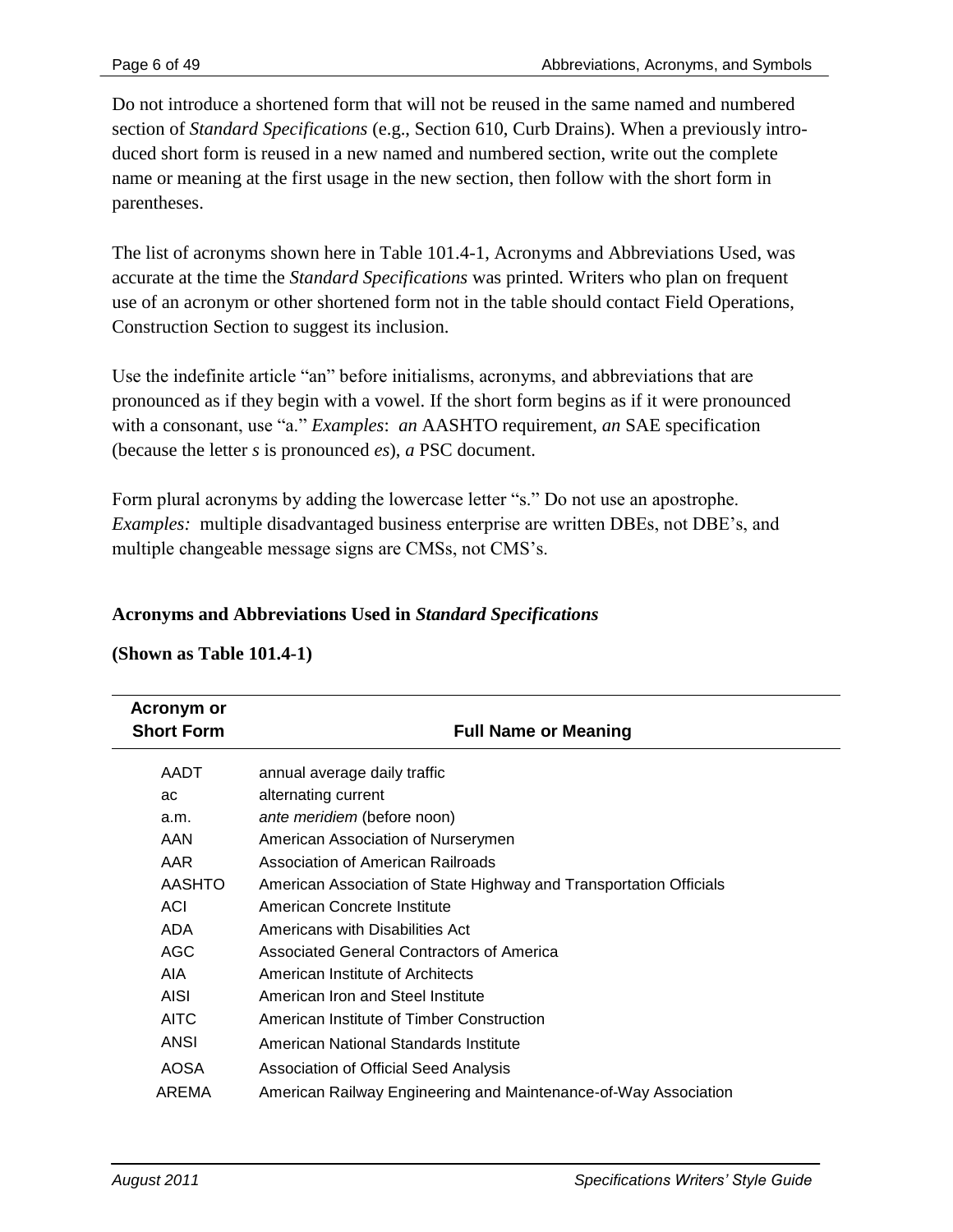Do not introduce a shortened form that will not be reused in the same named and numbered section of *Standard Specifications* (e.g., Section 610, Curb Drains). When a previously introduced short form is reused in a new named and numbered section, write out the complete name or meaning at the first usage in the new section, then follow with the short form in parentheses.

The list of acronyms shown here in Table 101.4-1, Acronyms and Abbreviations Used, was accurate at the time the *Standard Specifications* was printed. Writers who plan on frequent use of an acronym or other shortened form not in the table should contact Field Operations, Construction Section to suggest its inclusion.

Use the indefinite article "an" before initialisms, acronyms, and abbreviations that are pronounced as if they begin with a vowel. If the short form begins as if it were pronounced with a consonant, use "a." *Examples*: *an* AASHTO requirement, *an* SAE specification (because the letter *s* is pronounced *es*), *a* PSC document.

Form plural acronyms by adding the lowercase letter "s." Do not use an apostrophe. *Examples:* multiple disadvantaged business enterprise are written DBEs, not DBE's, and multiple changeable message signs are CMSs, not CMS's.

**Acronyms and Abbreviations Used in *Standard Specifications***

**(Shown as Table 101.4-1)**

| Acronym or Short Form | Full Name or Meaning |
|---|---|
| AADT | annual average daily traffic |
| ac | alternating current |
| a.m. | *ante meridiem* (before noon) |
| AAN | American Association of Nurserymen |
| AAR | Association of American Railroads |
| AASHTO | American Association of State Highway and Transportation Officials |
| ACI | American Concrete Institute |
| ADA | Americans with Disabilities Act |
| AGC | Associated General Contractors of America |
| AIA | American Institute of Architects |
| AISI | American Iron and Steel Institute |
| AITC | American Institute of Timber Construction |
| ANSI | American National Standards Institute |
| AOSA | Association of Official Seed Analysis |
| AREMA | American Railway Engineering and Maintenance-of-Way Association |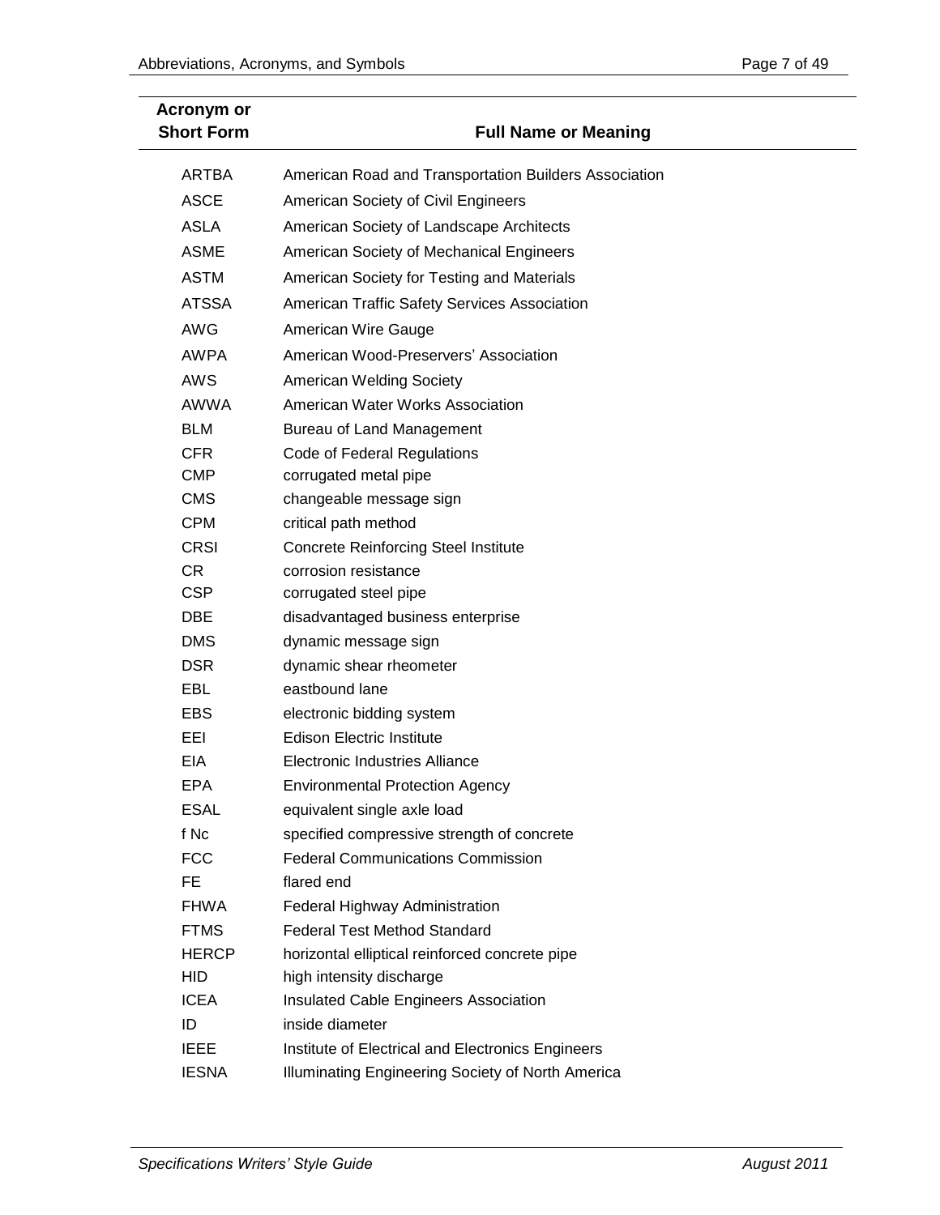| Acronym or Short Form | Full Name or Meaning |
|---|---|
| ARTBA | American Road and Transportation Builders Association |
| ASCE | American Society of Civil Engineers |
| ASLA | American Society of Landscape Architects |
| ASME | American Society of Mechanical Engineers |
| ASTM | American Society for Testing and Materials |
| ATSSA | American Traffic Safety Services Association |
| AWG | American Wire Gauge |
| AWPA | American Wood-Preservers' Association |
| AWS | American Welding Society |
| AWWA | American Water Works Association |
| BLM | Bureau of Land Management |
| CFR | Code of Federal Regulations |
| CMP | corrugated metal pipe |
| CMS | changeable message sign |
| CPM | critical path method |
| CRSI | Concrete Reinforcing Steel Institute |
| CR | corrosion resistance |
| CSP | corrugated steel pipe |
| DBE | disadvantaged business enterprise |
| DMS | dynamic message sign |
| DSR | dynamic shear rheometer |
| EBL | eastbound lane |
| EBS | electronic bidding system |
| EEI | Edison Electric Institute |
| EIA | Electronic Industries Alliance |
| EPA | Environmental Protection Agency |
| ESAL | equivalent single axle load |
| f Nc | specified compressive strength of concrete |
| FCC | Federal Communications Commission |
| FE | flared end |
| FHWA | Federal Highway Administration |
| FTMS | Federal Test Method Standard |
| HERCP | horizontal elliptical reinforced concrete pipe |
| HID | high intensity discharge |
| ICEA | Insulated Cable Engineers Association |
| ID | inside diameter |
| IEEE | Institute of Electrical and Electronics Engineers |
| IESNA | Illuminating Engineering Society of North America |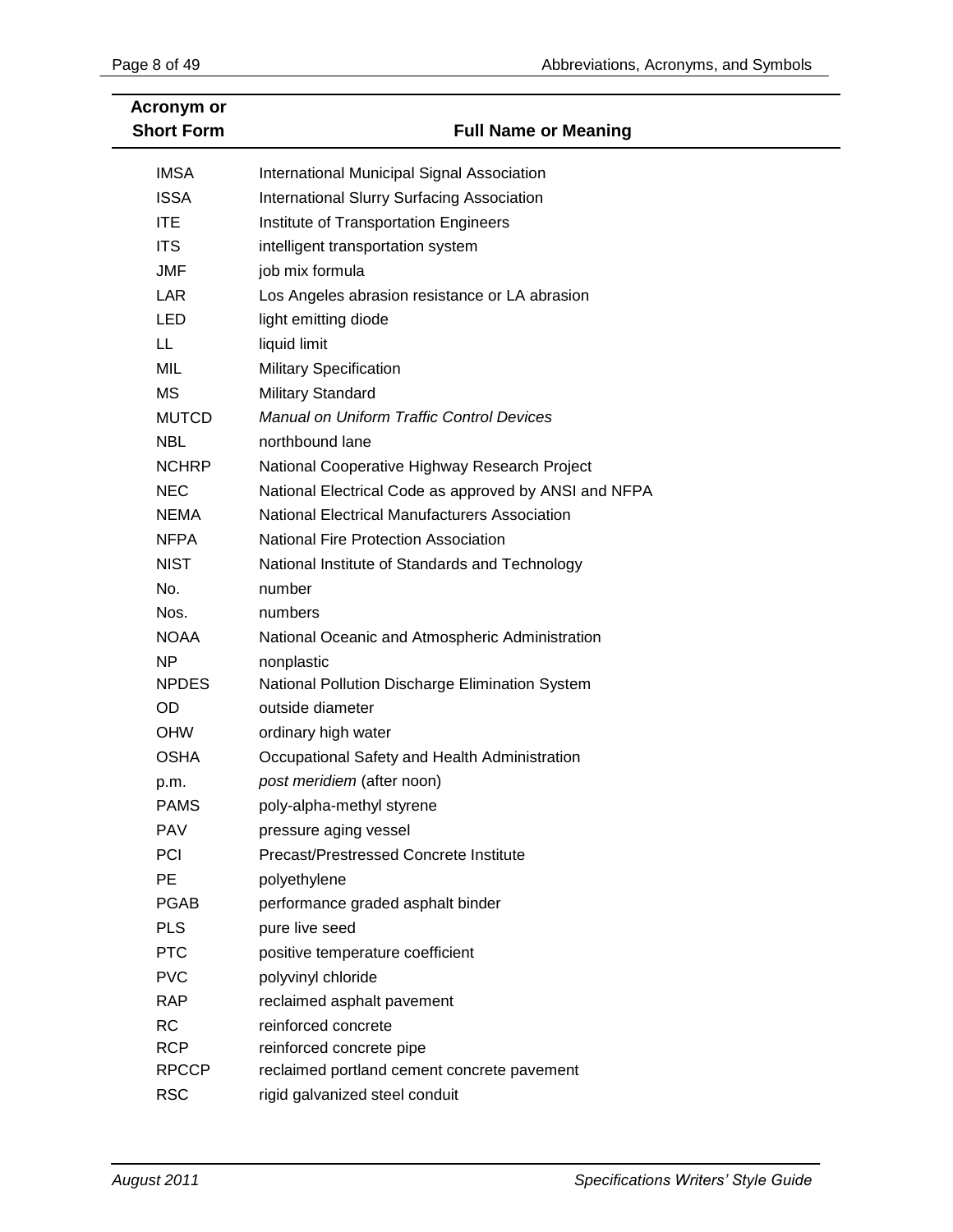| Acronym or Short Form | Full Name or Meaning |
|---|---|
| IMSA | International Municipal Signal Association |
| ISSA | International Slurry Surfacing Association |
| ITE | Institute of Transportation Engineers |
| ITS | intelligent transportation system |
| JMF | job mix formula |
| LAR | Los Angeles abrasion resistance or LA abrasion |
| LED | light emitting diode |
| LL | liquid limit |
| MIL | Military Specification |
| MS | Military Standard |
| MUTCD | *Manual on Uniform Traffic Control Devices* |
| NBL | northbound lane |
| NCHRP | National Cooperative Highway Research Project |
| NEC | National Electrical Code as approved by ANSI and NFPA |
| NEMA | National Electrical Manufacturers Association |
| NFPA | National Fire Protection Association |
| NIST | National Institute of Standards and Technology |
| No. | number |
| Nos. | numbers |
| NOAA | National Oceanic and Atmospheric Administration |
| NP | nonplastic |
| NPDES | National Pollution Discharge Elimination System |
| OD | outside diameter |
| OHW | ordinary high water |
| OSHA | Occupational Safety and Health Administration |
| p.m. | *post meridiem* (after noon) |
| PAMS | poly-alpha-methyl styrene |
| PAV | pressure aging vessel |
| PCI | Precast/Prestressed Concrete Institute |
| PE | polyethylene |
| PGAB | performance graded asphalt binder |
| PLS | pure live seed |
| PTC | positive temperature coefficient |
| PVC | polyvinyl chloride |
| RAP | reclaimed asphalt pavement |
| RC | reinforced concrete |
| RCP | reinforced concrete pipe |
| RPCCP | reclaimed portland cement concrete pavement |
| RSC | rigid galvanized steel conduit |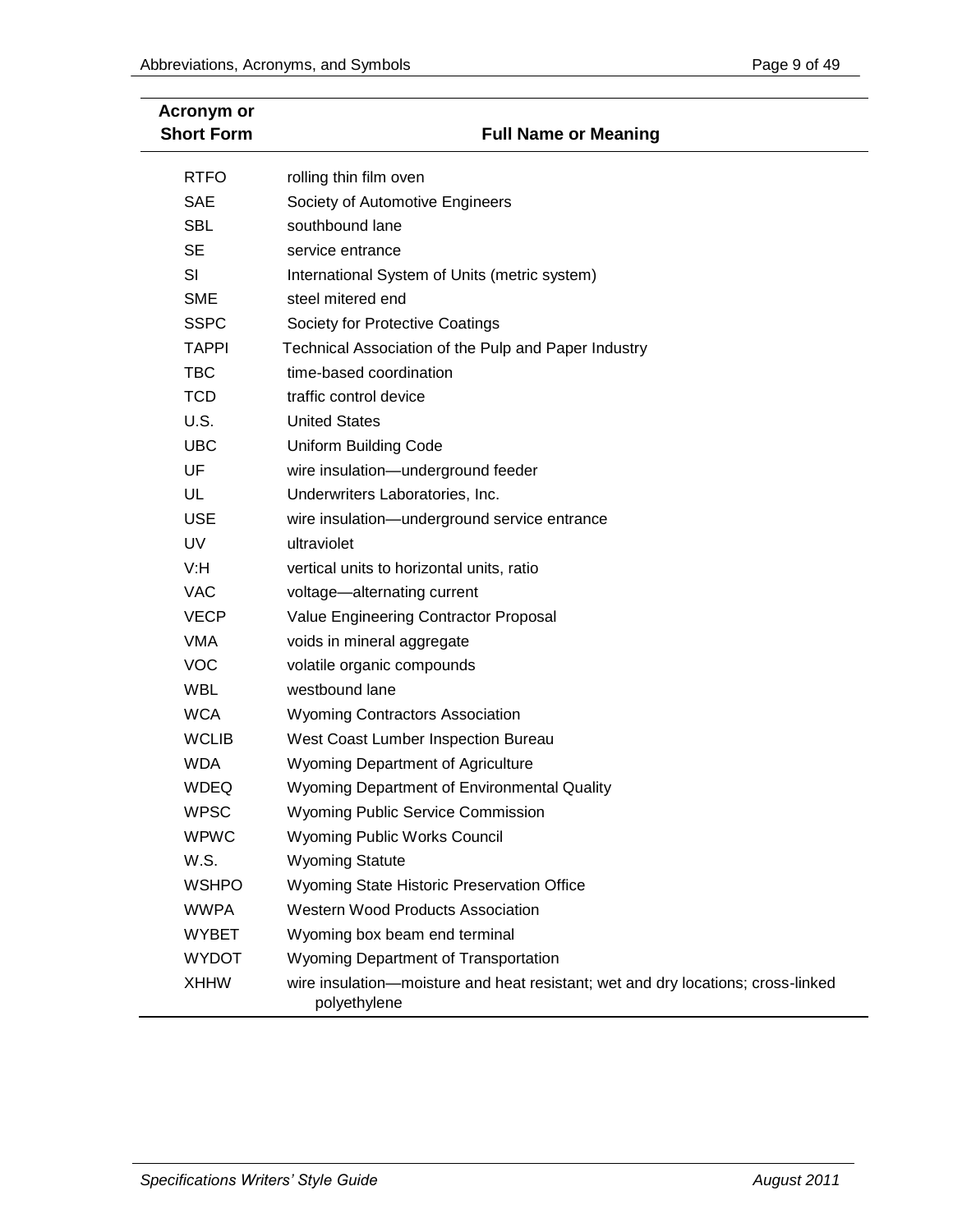| Acronym or Short Form | Full Name or Meaning |
|---|---|
| RTFO | rolling thin film oven |
| SAE | Society of Automotive Engineers |
| SBL | southbound lane |
| SE | service entrance |
| SI | International System of Units (metric system) |
| SME | steel mitered end |
| SSPC | Society for Protective Coatings |
| TAPPI | Technical Association of the Pulp and Paper Industry |
| TBC | time-based coordination |
| TCD | traffic control device |
| U.S. | United States |
| UBC | Uniform Building Code |
| UF | wire insulation—underground feeder |
| UL | Underwriters Laboratories, Inc. |
| USE | wire insulation—underground service entrance |
| UV | ultraviolet |
| V:H | vertical units to horizontal units, ratio |
| VAC | voltage—alternating current |
| VECP | Value Engineering Contractor Proposal |
| VMA | voids in mineral aggregate |
| VOC | volatile organic compounds |
| WBL | westbound lane |
| WCA | Wyoming Contractors Association |
| WCLIB | West Coast Lumber Inspection Bureau |
| WDA | Wyoming Department of Agriculture |
| WDEQ | Wyoming Department of Environmental Quality |
| WPSC | Wyoming Public Service Commission |
| WPWC | Wyoming Public Works Council |
| W.S. | Wyoming Statute |
| WSHPO | Wyoming State Historic Preservation Office |
| WWPA | Western Wood Products Association |
| WYBET | Wyoming box beam end terminal |
| WYDOT | Wyoming Department of Transportation |
| XHHW | wire insulation—moisture and heat resistant; wet and dry locations; cross-linked polyethylene |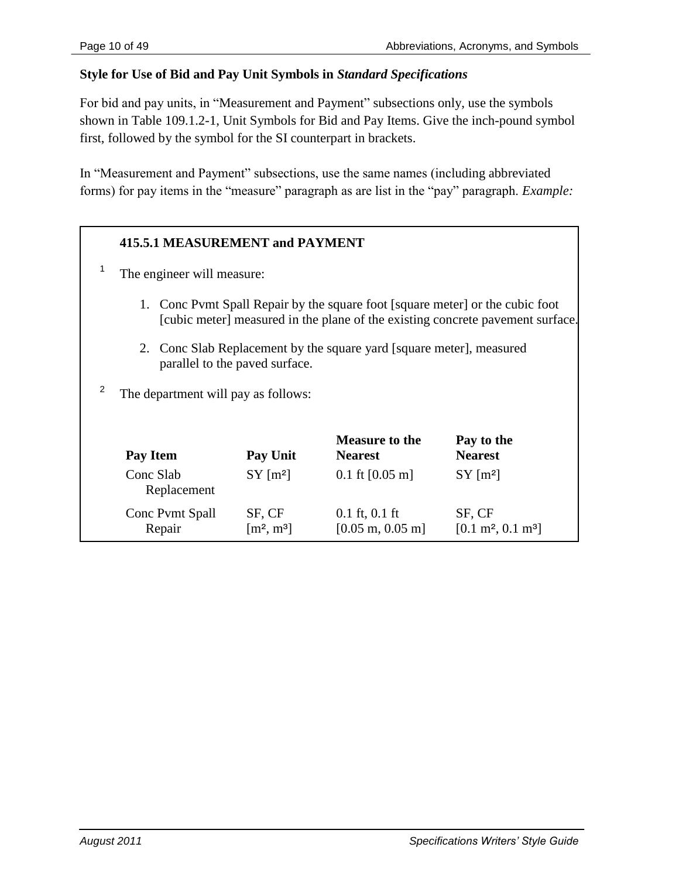### Style for Use of Bid and Pay Unit Symbols in *Standard Specifications*

For bid and pay units, in "Measurement and Payment" subsections only, use the symbols shown in Table 109.1.2-1, Unit Symbols for Bid and Pay Items. Give the inch-pound symbol first, followed by the symbol for the SI counterpart in brackets.

In "Measurement and Payment" subsections, use the same names (including abbreviated forms) for pay items in the "measure" paragraph as are list in the "pay" paragraph. *Example:*

> **415.5.1 MEASUREMENT and PAYMENT**
>
> [1] The engineer will measure:
>
> 1. Conc Pvmt Spall Repair by the square foot [square meter] or the cubic foot [cubic meter] measured in the plane of the existing concrete pavement surface.
> 2. Conc Slab Replacement by the square yard [square meter], measured parallel to the paved surface.
>
> [2] The department will pay as follows:
>
> | Pay Item | Pay Unit | Measure to the Nearest | Pay to the Nearest |
> |---|---|---|---|
> | Conc Slab Replacement | SY [$m^2$] | 0.1 ft [0.05 m] | SY [$m^2$] |
> | Conc Pvmt Spall Repair | SF, CF [$m^2$, $m^3$] | 0.1 ft, 0.1 ft [0.05 m, 0.05 m] | SF, CF [0.1 $m^2$, 0.1 $m^3$] |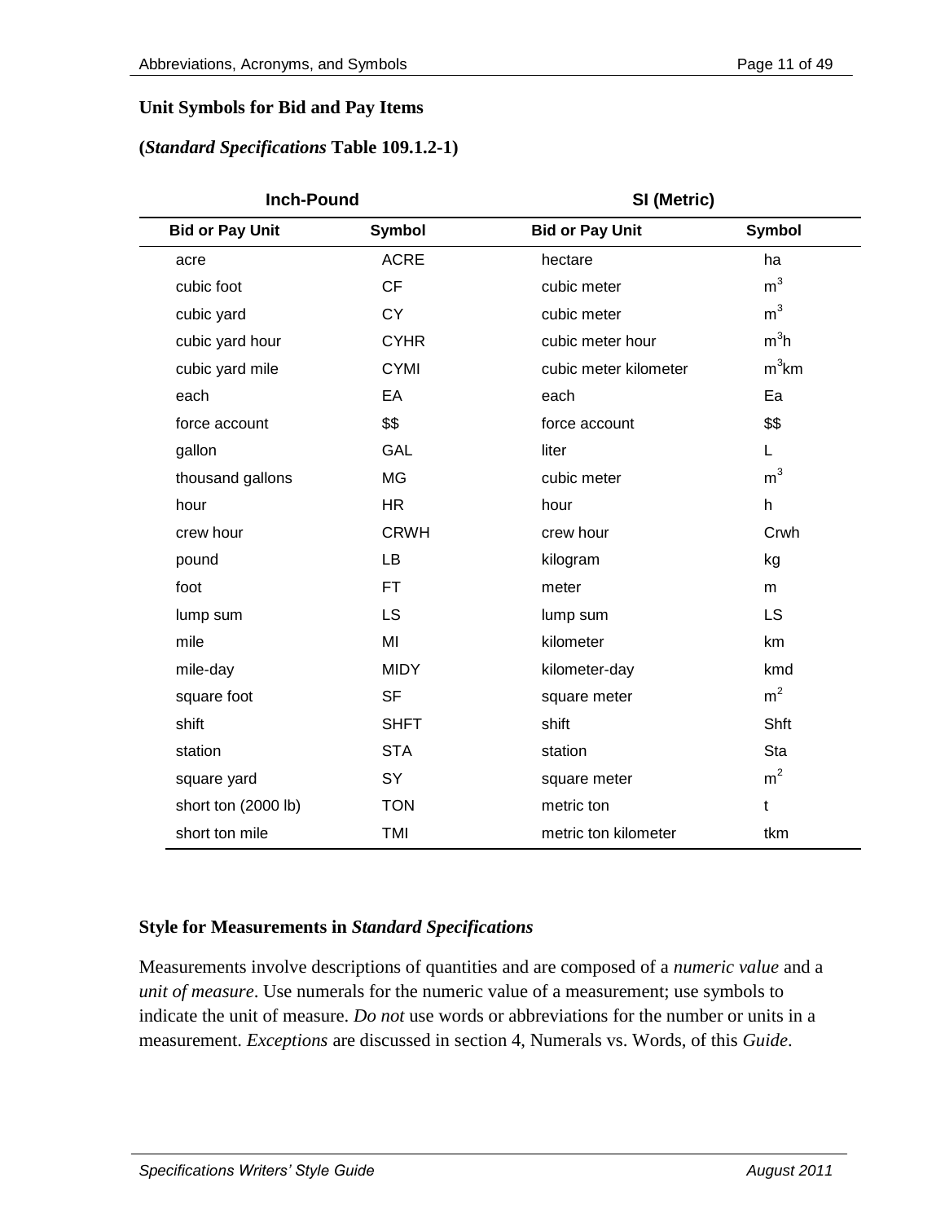### Unit Symbols for Bid and Pay Items

### (*Standard Specifications* Table 109.1.2-1)

| Inch-Pound | | SI (Metric) | |
|---|---|---|---|
| **Bid or Pay Unit** | **Symbol** | **Bid or Pay Unit** | **Symbol** |
| acre | ACRE | hectare | ha |
| cubic foot | CF | cubic meter | $m^3$ |
| cubic yard | CY | cubic meter | $m^3$ |
| cubic yard hour | CYHR | cubic meter hour | $m^3h$ |
| cubic yard mile | CYMI | cubic meter kilometer | $m^3km$ |
| each | EA | each | Ea |
| force account | $$ | force account | $$ |
| gallon | GAL | liter | L |
| thousand gallons | MG | cubic meter | $m^3$ |
| hour | HR | hour | h |
| crew hour | CRWH | crew hour | Crwh |
| pound | LB | kilogram | kg |
| foot | FT | meter | m |
| lump sum | LS | lump sum | LS |
| mile | MI | kilometer | km |
| mile-day | MIDY | kilometer-day | kmd |
| square foot | SF | square meter | $m^2$ |
| shift | SHFT | shift | Shft |
| station | STA | station | Sta |
| square yard | SY | square meter | $m^2$ |
| short ton (2000 lb) | TON | metric ton | t |
| short ton mile | TMI | metric ton kilometer | tkm |

### Style for Measurements in *Standard Specifications*

Measurements involve descriptions of quantities and are composed of a *numeric value* and a *unit of measure*. Use numerals for the numeric value of a measurement; use symbols to indicate the unit of measure. *Do not* use words or abbreviations for the number or units in a measurement. *Exceptions* are discussed in section 4, Numerals vs. Words, of this *Guide*.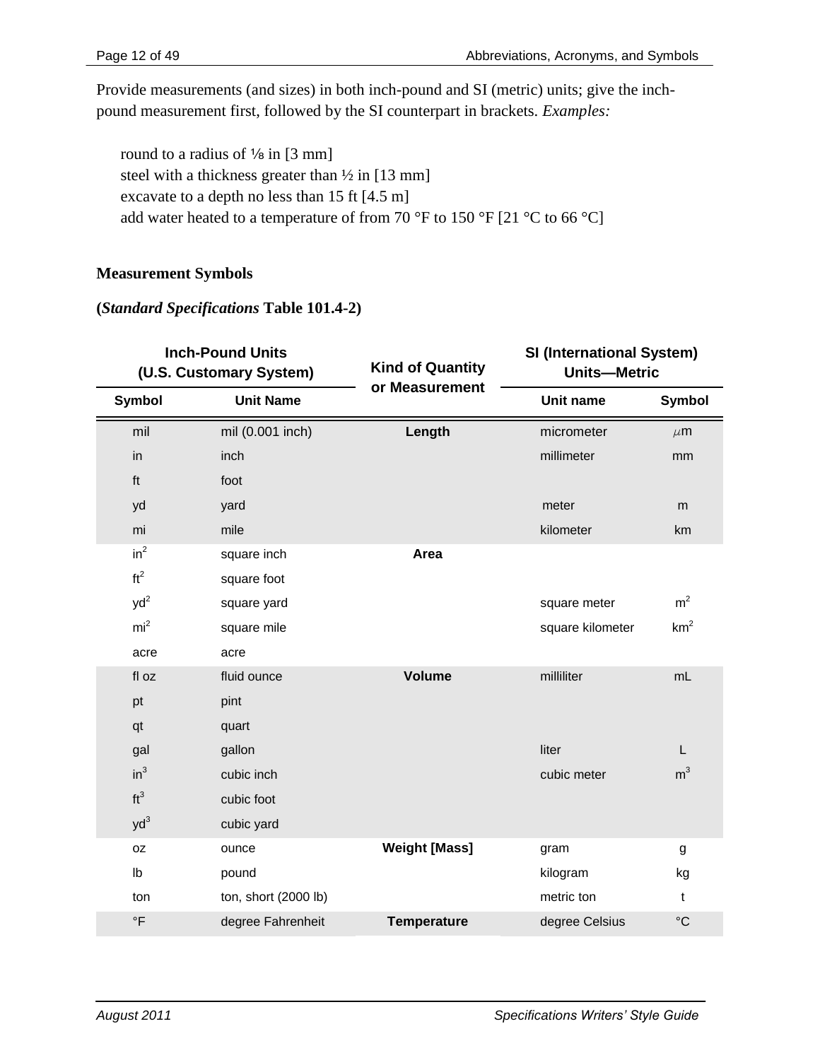Provide measurements (and sizes) in both inch-pound and SI (metric) units; give the inch-pound measurement first, followed by the SI counterpart in brackets. *Examples:*

round to a radius of ⅛ in [3 mm]
steel with a thickness greater than ½ in [13 mm]
excavate to a depth no less than 15 ft [4.5 m]
add water heated to a temperature of from 70 °F to 150 °F [21 °C to 66 °C]

**Measurement Symbols**

**(*Standard Specifications* Table 101.4-2)**

| Inch-Pound Units (U.S. Customary System) | | Kind of Quantity or Measurement | SI (International System) Units—Metric | |
|---|---|---|---|---|
| Symbol | Unit Name | | Unit name | Symbol |
| mil | mil (0.001 inch) | **Length** | micrometer | μm |
| in | inch | | millimeter | mm |
| ft | foot | | | |
| yd | yard | | meter | m |
| mi | mile | | kilometer | km |
| in² | square inch | **Area** | | |
| ft² | square foot | | | |
| yd² | square yard | | square meter | m² |
| mi² | square mile | | square kilometer | km² |
| acre | acre | | | |
| fl oz | fluid ounce | **Volume** | milliliter | mL |
| pt | pint | | | |
| qt | quart | | | |
| gal | gallon | | liter | L |
| in³ | cubic inch | | cubic meter | m³ |
| ft³ | cubic foot | | | |
| yd³ | cubic yard | | | |
| oz | ounce | **Weight [Mass]** | gram | g |
| lb | pound | | kilogram | kg |
| ton | ton, short (2000 lb) | | metric ton | t |
| °F | degree Fahrenheit | **Temperature** | degree Celsius | °C |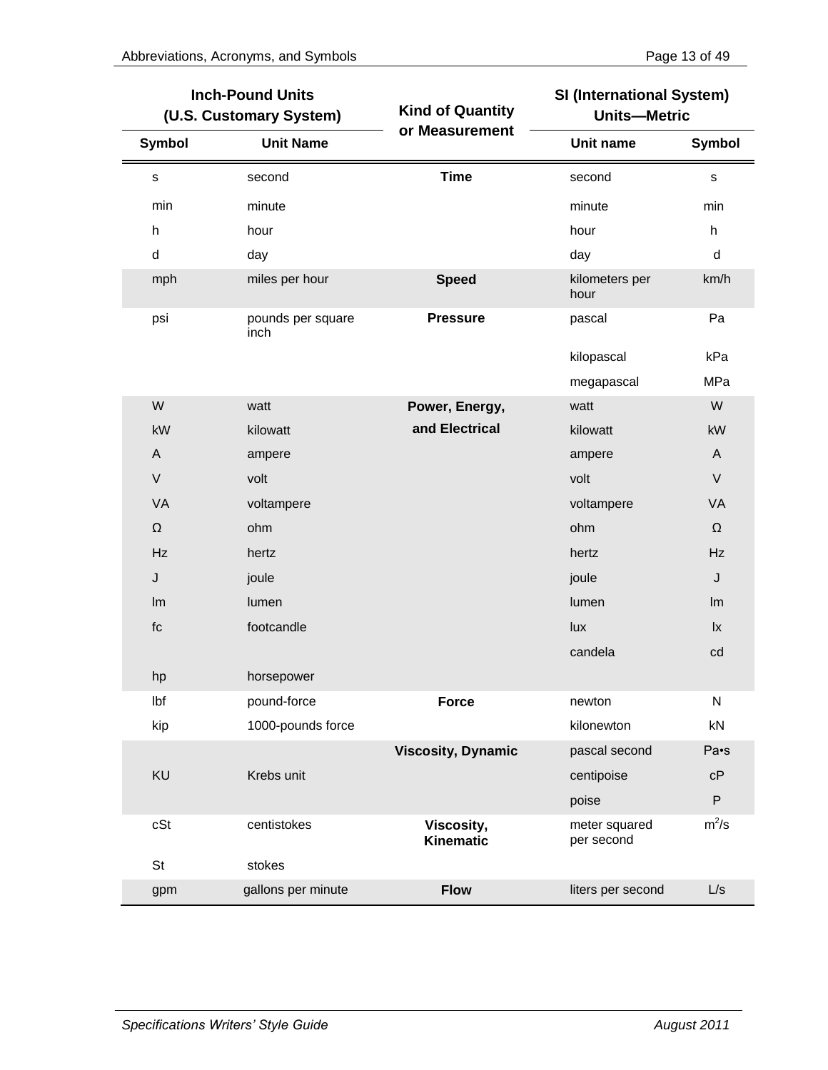| Inch-Pound Units (U.S. Customary System) | | Kind of Quantity or Measurement | SI (International System) Units—Metric | |
|---|---|---|---|---|
| Symbol | Unit Name | | Unit name | Symbol |
| s | second | **Time** | second | s |
| min | minute | | minute | min |
| h | hour | | hour | h |
| d | day | | day | d |
| mph | miles per hour | **Speed** | kilometers per hour | km/h |
| psi | pounds per square inch | **Pressure** | pascal | Pa |
| | | | kilopascal | kPa |
| | | | megapascal | MPa |
| W | watt | **Power, Energy, and Electrical** | watt | W |
| kW | kilowatt | | kilowatt | kW |
| A | ampere | | ampere | A |
| V | volt | | volt | V |
| VA | voltampere | | voltampere | VA |
| Ω | ohm | | ohm | Ω |
| Hz | hertz | | hertz | Hz |
| J | joule | | joule | J |
| lm | lumen | | lumen | lm |
| fc | footcandle | | lux | lx |
| | | | candela | cd |
| hp | horsepower | | | |
| lbf | pound-force | **Force** | newton | N |
| kip | 1000-pounds force | | kilonewton | kN |
| | | **Viscosity, Dynamic** | pascal second | Pa•s |
| KU | Krebs unit | | centipoise | cP |
| | | | poise | P |
| cSt | centistokes | **Viscosity, Kinematic** | meter squared per second | $m^2/s$ |
| St | stokes | | | |
| gpm | gallons per minute | **Flow** | liters per second | L/s |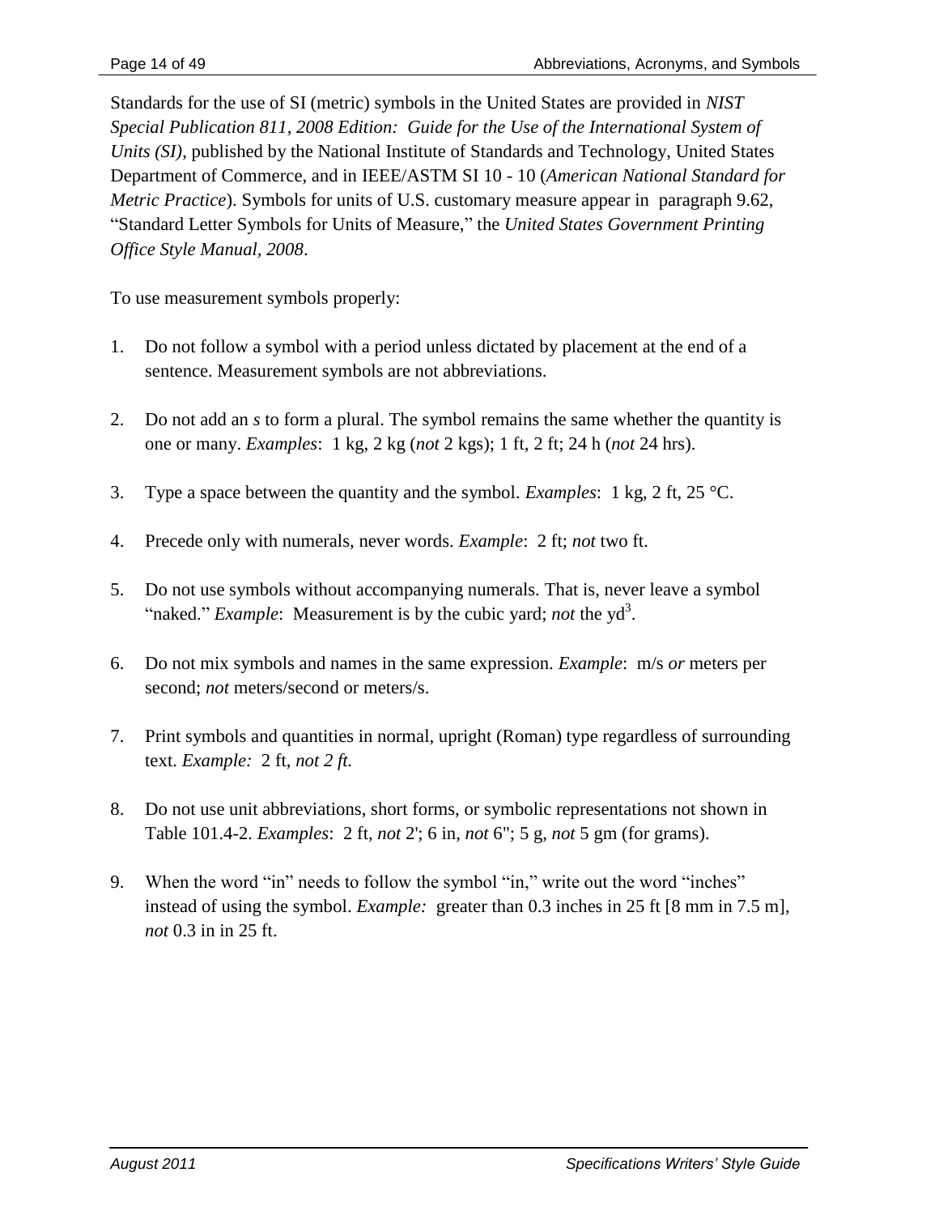Standards for the use of SI (metric) symbols in the United States are provided in *NIST Special Publication 811, 2008 Edition: Guide for the Use of the International System of Units (SI)*, published by the National Institute of Standards and Technology, United States Department of Commerce, and in IEEE/ASTM SI 10 - 10 (*American National Standard for Metric Practice*). Symbols for units of U.S. customary measure appear in paragraph 9.62, "Standard Letter Symbols for Units of Measure," the *United States Government Printing Office Style Manual, 2008*.

To use measurement symbols properly:

1. Do not follow a symbol with a period unless dictated by placement at the end of a sentence. Measurement symbols are not abbreviations.

2. Do not add an *s* to form a plural. The symbol remains the same whether the quantity is one or many. *Examples*: 1 kg, 2 kg (*not* 2 kgs); 1 ft, 2 ft; 24 h (*not* 24 hrs).

3. Type a space between the quantity and the symbol. *Examples*: 1 kg, 2 ft, 25 °C.

4. Precede only with numerals, never words. *Example*: 2 ft; *not* two ft.

5. Do not use symbols without accompanying numerals. That is, never leave a symbol "naked." *Example*: Measurement is by the cubic yard; *not* the $yd^3$.

6. Do not mix symbols and names in the same expression. *Example*: m/s *or* meters per second; *not* meters/second or meters/s.

7. Print symbols and quantities in normal, upright (Roman) type regardless of surrounding text. *Example:* 2 ft, *not 2 ft.*

8. Do not use unit abbreviations, short forms, or symbolic representations not shown in Table 101.4-2. *Examples*: 2 ft, *not* 2'; 6 in, *not* 6"; 5 g, *not* 5 gm (for grams).

9. When the word "in" needs to follow the symbol "in," write out the word "inches" instead of using the symbol. *Example:* greater than 0.3 inches in 25 ft [8 mm in 7.5 m], *not* 0.3 in in 25 ft.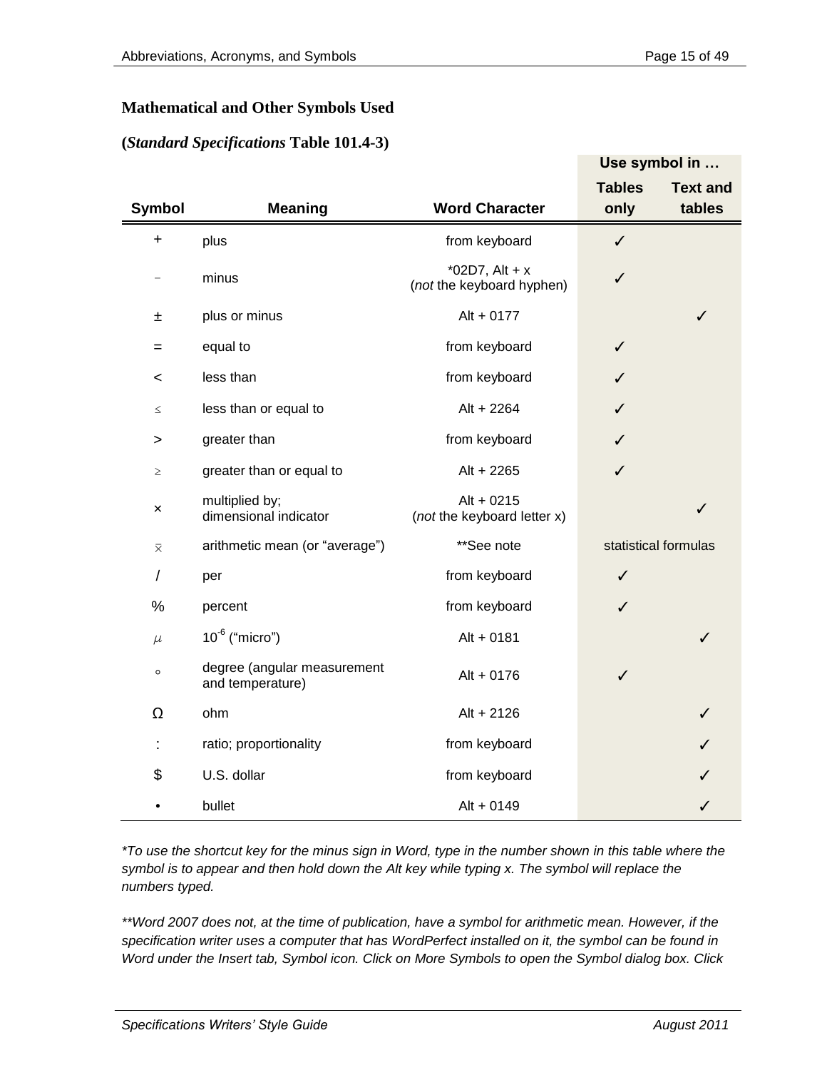## Mathematical and Other Symbols Used

### (*Standard Specifications* Table 101.4-3)

| Symbol | Meaning | Word Character | Use symbol in … Tables only | Text and tables |
|---|---|---|---|---|
| + | plus | from keyboard | ✓ | |
| − | minus | *02D7, Alt + x (*not* the keyboard hyphen) | ✓ | |
| ± | plus or minus | Alt + 0177 | | ✓ |
| = | equal to | from keyboard | ✓ | |
| < | less than | from keyboard | ✓ | |
| ≤ | less than or equal to | Alt + 2264 | ✓ | |
| > | greater than | from keyboard | ✓ | |
| ≥ | greater than or equal to | Alt + 2265 | ✓ | |
| × | multiplied by; dimensional indicator | Alt + 0215 (*not* the keyboard letter x) | | ✓ |
| $\bar{x}$ | arithmetic mean (or "average") | **See note | statistical formulas | |
| / | per | from keyboard | ✓ | |
| % | percent | from keyboard | ✓ | |
| $\mu$ | $10^{-6}$ ("micro") | Alt + 0181 | | ✓ |
| ° | degree (angular measurement and temperature) | Alt + 0176 | ✓ | |
| Ω | ohm | Alt + 2126 | | ✓ |
| : | ratio; proportionality | from keyboard | | ✓ |
| $ | U.S. dollar | from keyboard | | ✓ |
| • | bullet | Alt + 0149 | | ✓ |

*\*To use the shortcut key for the minus sign in Word, type in the number shown in this table where the symbol is to appear and then hold down the Alt key while typing x. The symbol will replace the numbers typed.*

*\*\*Word 2007 does not, at the time of publication, have a symbol for arithmetic mean. However, if the specification writer uses a computer that has WordPerfect installed on it, the symbol can be found in Word under the Insert tab, Symbol icon. Click on More Symbols to open the Symbol dialog box. Click*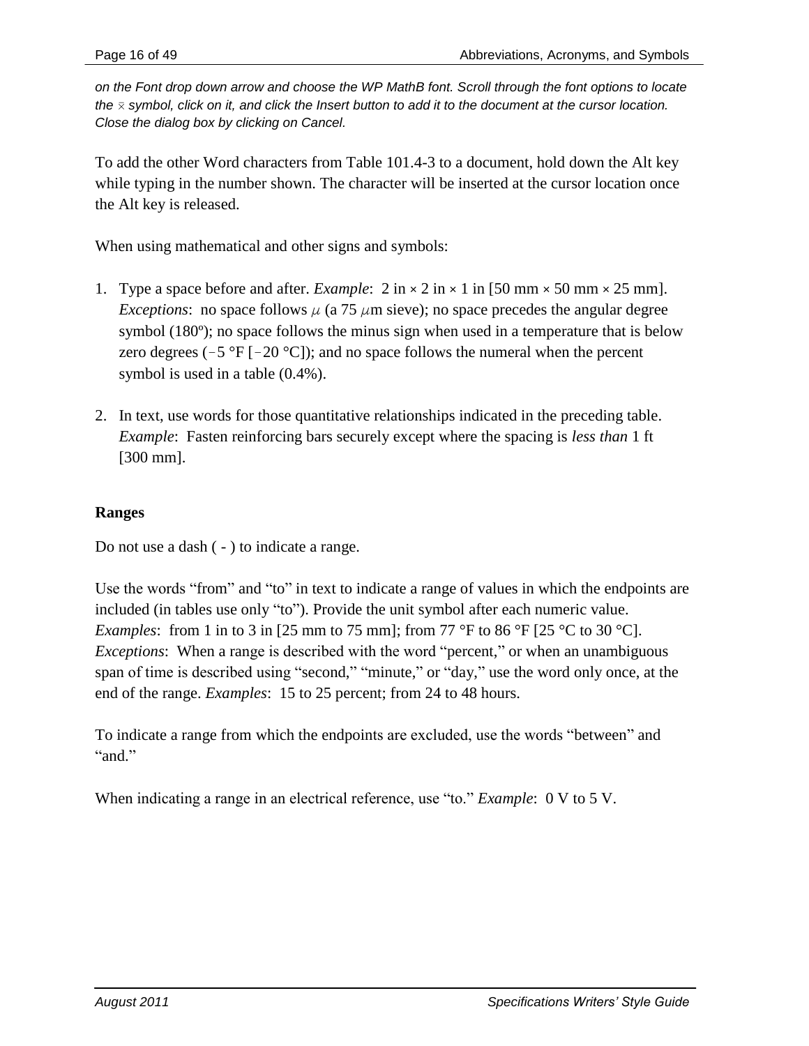*on the Font drop down arrow and choose the WP MathB font. Scroll through the font options to locate the ⨯ symbol, click on it, and click the Insert button to add it to the document at the cursor location. Close the dialog box by clicking on Cancel.*

To add the other Word characters from Table 101.4-3 to a document, hold down the Alt key while typing in the number shown. The character will be inserted at the cursor location once the Alt key is released.

When using mathematical and other signs and symbols:

1. Type a space before and after. *Example*: 2 in × 2 in × 1 in [50 mm × 50 mm × 25 mm]. *Exceptions*: no space follows μ (a 75 μm sieve); no space precedes the angular degree symbol (180º); no space follows the minus sign when used in a temperature that is below zero degrees (−5 °F [−20 °C]); and no space follows the numeral when the percent symbol is used in a table (0.4%).

2. In text, use words for those quantitative relationships indicated in the preceding table. *Example*: Fasten reinforcing bars securely except where the spacing is *less than* 1 ft [300 mm].

**Ranges**

Do not use a dash ( - ) to indicate a range.

Use the words "from" and "to" in text to indicate a range of values in which the endpoints are included (in tables use only "to"). Provide the unit symbol after each numeric value. *Examples*: from 1 in to 3 in [25 mm to 75 mm]; from 77 °F to 86 °F [25 °C to 30 °C]. *Exceptions*: When a range is described with the word "percent," or when an unambiguous span of time is described using "second," "minute," or "day," use the word only once, at the end of the range. *Examples*: 15 to 25 percent; from 24 to 48 hours.

To indicate a range from which the endpoints are excluded, use the words "between" and "and."

When indicating a range in an electrical reference, use "to." *Example*: 0 V to 5 V.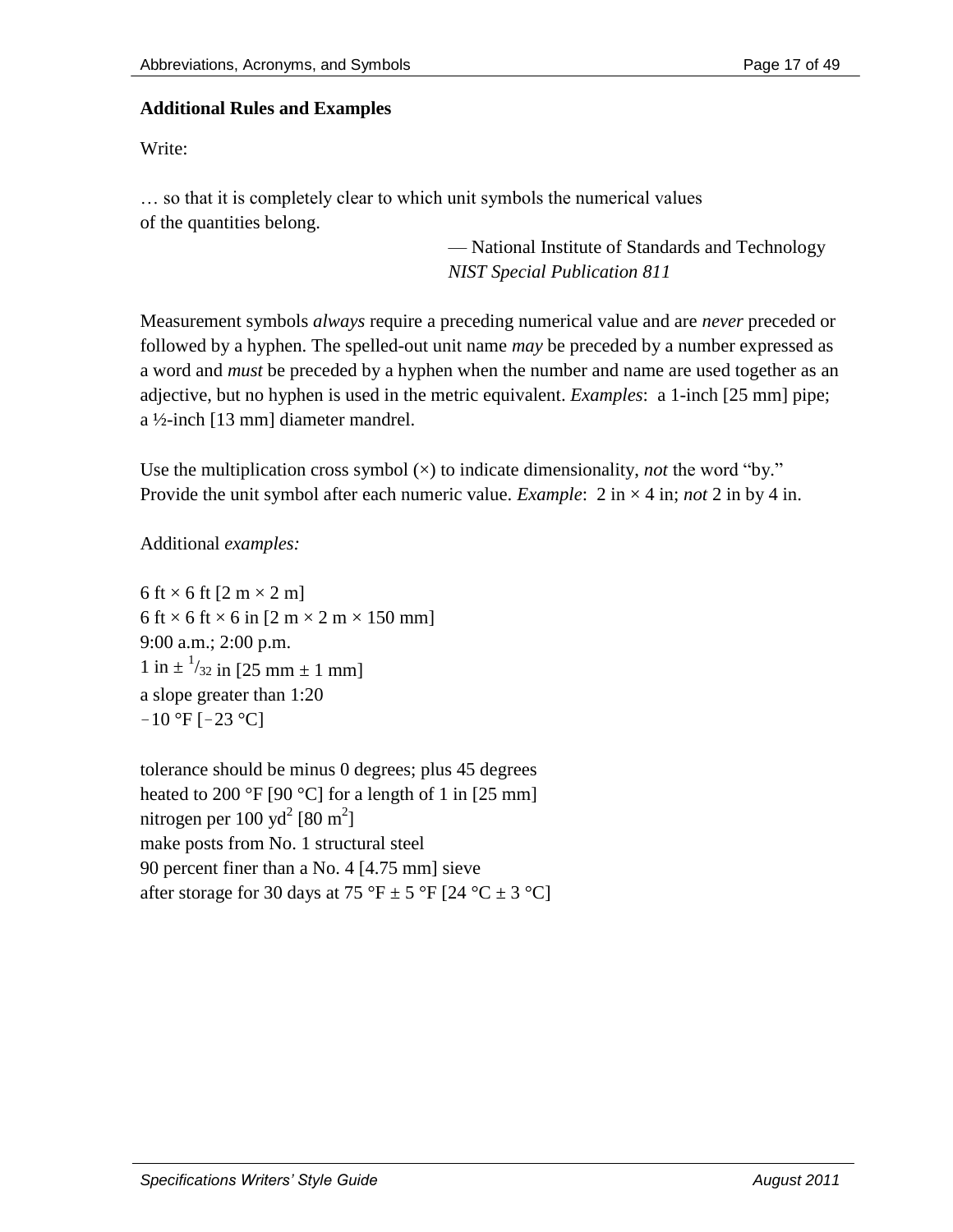### Additional Rules and Examples

Write:

… so that it is completely clear to which unit symbols the numerical values of the quantities belong.

> — National Institute of Standards and Technology
> *NIST Special Publication 811*

Measurement symbols *always* require a preceding numerical value and are *never* preceded or followed by a hyphen. The spelled-out unit name *may* be preceded by a number expressed as a word and *must* be preceded by a hyphen when the number and name are used together as an adjective, but no hyphen is used in the metric equivalent. *Examples*: a 1-inch [25 mm] pipe; a ½-inch [13 mm] diameter mandrel.

Use the multiplication cross symbol (×) to indicate dimensionality, *not* the word "by." Provide the unit symbol after each numeric value. *Example*: 2 in × 4 in; *not* 2 in by 4 in.

Additional *examples:*

6 ft × 6 ft [2 m × 2 m]
6 ft × 6 ft × 6 in [2 m × 2 m × 150 mm]
9:00 a.m.; 2:00 p.m.
1 in ± $^{1}/_{32}$ in [25 mm ± 1 mm]
a slope greater than 1:20
−10 °F [−23 °C]

tolerance should be minus 0 degrees; plus 45 degrees
heated to 200 °F [90 °C] for a length of 1 in [25 mm]
nitrogen per 100 $yd^2$ [80 $m^2$]
make posts from No. 1 structural steel
90 percent finer than a No. 4 [4.75 mm] sieve
after storage for 30 days at 75 °F ± 5 °F [24 °C ± 3 °C]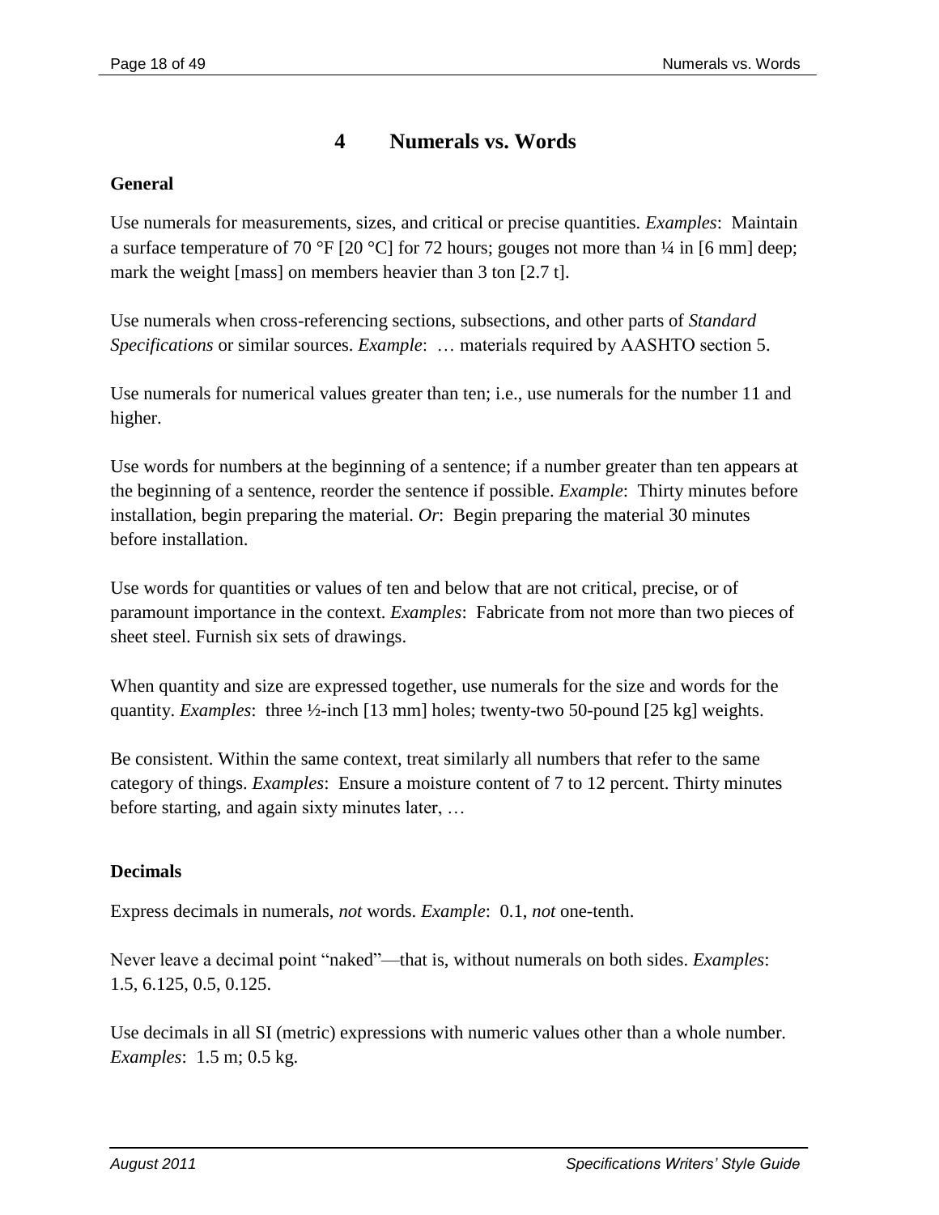# 4 Numerals vs. Words

**General**

Use numerals for measurements, sizes, and critical or precise quantities. *Examples*: Maintain a surface temperature of 70 °F [20 °C] for 72 hours; gouges not more than ¼ in [6 mm] deep; mark the weight [mass] on members heavier than 3 ton [2.7 t].

Use numerals when cross-referencing sections, subsections, and other parts of *Standard Specifications* or similar sources. *Example*: … materials required by AASHTO section 5.

Use numerals for numerical values greater than ten; i.e., use numerals for the number 11 and higher.

Use words for numbers at the beginning of a sentence; if a number greater than ten appears at the beginning of a sentence, reorder the sentence if possible. *Example*: Thirty minutes before installation, begin preparing the material. *Or*: Begin preparing the material 30 minutes before installation.

Use words for quantities or values of ten and below that are not critical, precise, or of paramount importance in the context. *Examples*: Fabricate from not more than two pieces of sheet steel. Furnish six sets of drawings.

When quantity and size are expressed together, use numerals for the size and words for the quantity. *Examples*: three ½-inch [13 mm] holes; twenty-two 50-pound [25 kg] weights.

Be consistent. Within the same context, treat similarly all numbers that refer to the same category of things. *Examples*: Ensure a moisture content of 7 to 12 percent. Thirty minutes before starting, and again sixty minutes later, …

**Decimals**

Express decimals in numerals, *not* words. *Example*: 0.1, *not* one-tenth.

Never leave a decimal point "naked"—that is, without numerals on both sides. *Examples*: 1.5, 6.125, 0.5, 0.125.

Use decimals in all SI (metric) expressions with numeric values other than a whole number. *Examples*: 1.5 m; 0.5 kg.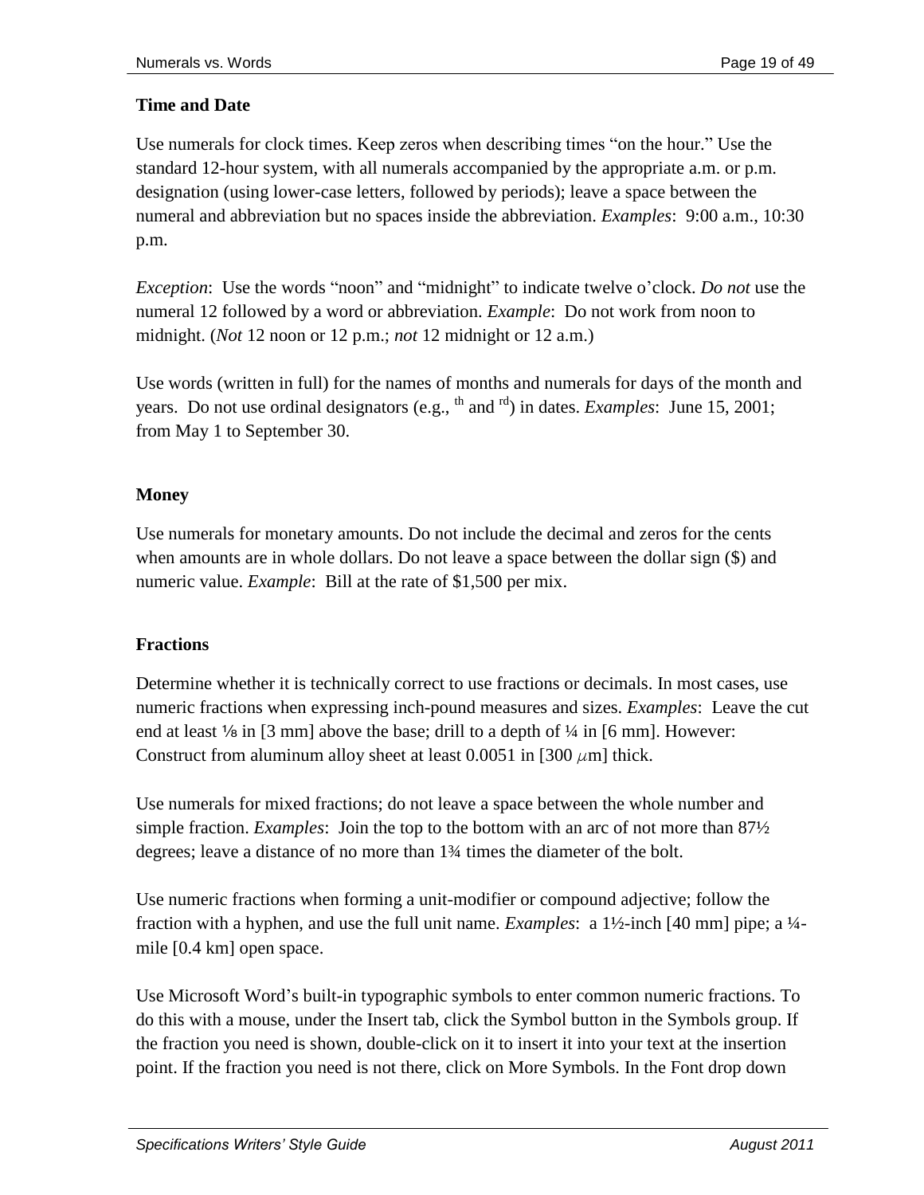### Time and Date

Use numerals for clock times. Keep zeros when describing times “on the hour.” Use the standard 12-hour system, with all numerals accompanied by the appropriate a.m. or p.m. designation (using lower-case letters, followed by periods); leave a space between the numeral and abbreviation but no spaces inside the abbreviation. *Examples*:  9:00 a.m., 10:30 p.m.

*Exception*:  Use the words “noon” and “midnight” to indicate twelve o’clock. *Do not* use the numeral 12 followed by a word or abbreviation. *Example*:  Do not work from noon to midnight. (*Not* 12 noon or 12 p.m.; *not* 12 midnight or 12 a.m.)

Use words (written in full) for the names of months and numerals for days of the month and years.  Do not use ordinal designators (e.g., $^{th}$ and $^{rd}$) in dates. *Examples*:  June 15, 2001; from May 1 to September 30.

### Money

Use numerals for monetary amounts. Do not include the decimal and zeros for the cents when amounts are in whole dollars. Do not leave a space between the dollar sign ($) and numeric value. *Example*:  Bill at the rate of $1,500 per mix.

### Fractions

Determine whether it is technically correct to use fractions or decimals. In most cases, use numeric fractions when expressing inch-pound measures and sizes. *Examples*:  Leave the cut end at least ⅛ in [3 mm] above the base; drill to a depth of ¼ in [6 mm]. However: Construct from aluminum alloy sheet at least 0.0051 in [300 $\mu$m] thick.

Use numerals for mixed fractions; do not leave a space between the whole number and simple fraction. *Examples*:  Join the top to the bottom with an arc of not more than 87½ degrees; leave a distance of no more than 1¾ times the diameter of the bolt.

Use numeric fractions when forming a unit-modifier or compound adjective; follow the fraction with a hyphen, and use the full unit name. *Examples*:  a 1½-inch [40 mm] pipe; a ¼-mile [0.4 km] open space.

Use Microsoft Word’s built-in typographic symbols to enter common numeric fractions. To do this with a mouse, under the Insert tab, click the Symbol button in the Symbols group. If the fraction you need is shown, double-click on it to insert it into your text at the insertion point. If the fraction you need is not there, click on More Symbols. In the Font drop down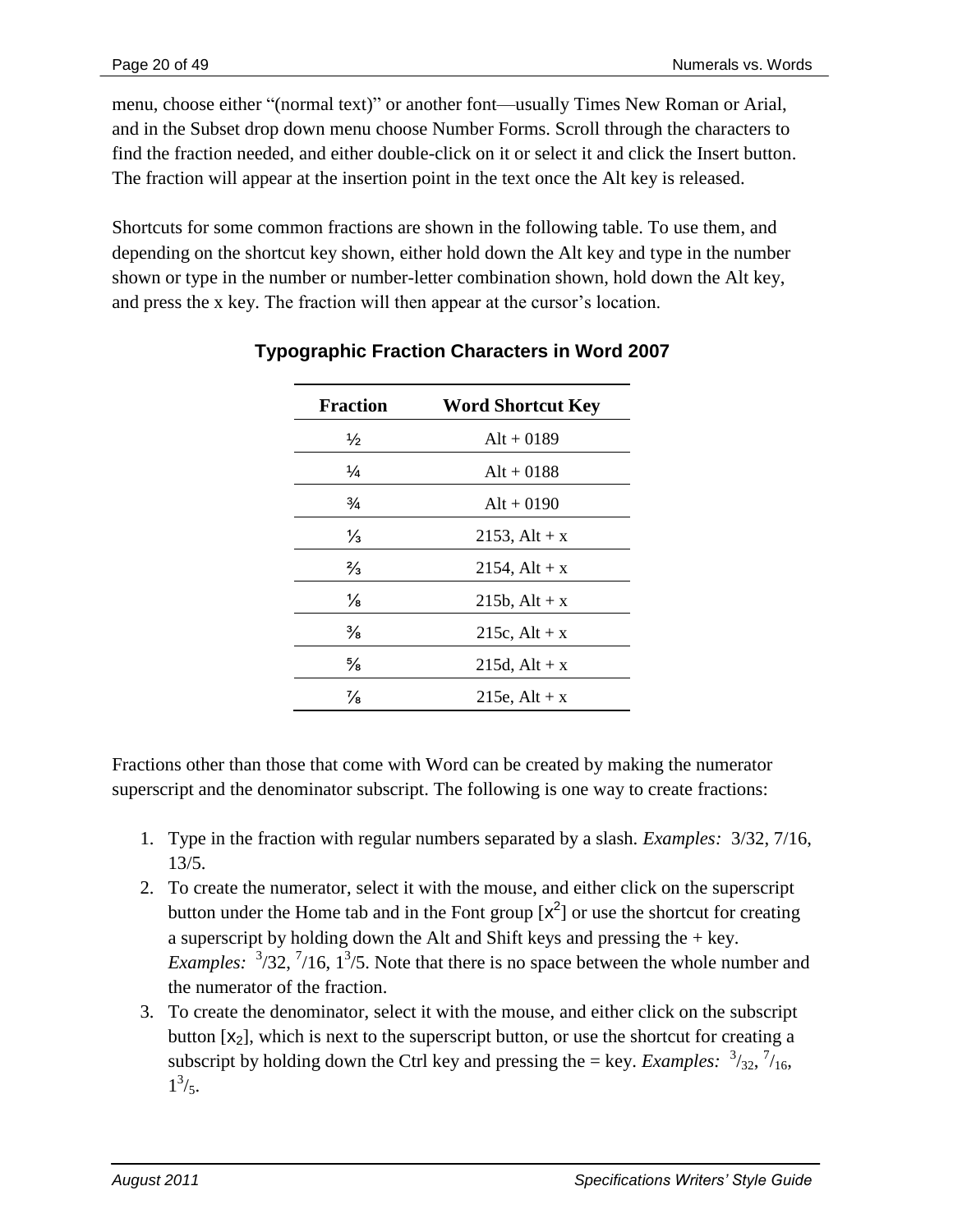menu, choose either "(normal text)" or another font—usually Times New Roman or Arial, and in the Subset drop down menu choose Number Forms. Scroll through the characters to find the fraction needed, and either double-click on it or select it and click the Insert button. The fraction will appear at the insertion point in the text once the Alt key is released.

Shortcuts for some common fractions are shown in the following table. To use them, and depending on the shortcut key shown, either hold down the Alt key and type in the number shown or type in the number or number-letter combination shown, hold down the Alt key, and press the x key. The fraction will then appear at the cursor's location.

**Typographic Fraction Characters in Word 2007**

| Fraction | Word Shortcut Key |
|---|---|
| ½ | Alt + 0189 |
| ¼ | Alt + 0188 |
| ¾ | Alt + 0190 |
| ⅓ | 2153, Alt + x |
| ⅔ | 2154, Alt + x |
| ⅛ | 215b, Alt + x |
| ⅜ | 215c, Alt + x |
| ⅝ | 215d, Alt + x |
| ⅞ | 215e, Alt + x |

Fractions other than those that come with Word can be created by making the numerator superscript and the denominator subscript. The following is one way to create fractions:

1. Type in the fraction with regular numbers separated by a slash. *Examples:* 3/32, 7/16, 13/5.
2. To create the numerator, select it with the mouse, and either click on the superscript button under the Home tab and in the Font group [$x^2$] or use the shortcut for creating a superscript by holding down the Alt and Shift keys and pressing the + key. *Examples:* $^3$/32, $^7$/16, 1$^3$/5. Note that there is no space between the whole number and the numerator of the fraction.
3. To create the denominator, select it with the mouse, and either click on the subscript button [$x_2$], which is next to the superscript button, or use the shortcut for creating a subscript by holding down the Ctrl key and pressing the = key. *Examples:* $^3/_{32}$, $^7/_{16}$, $1^3/_5$.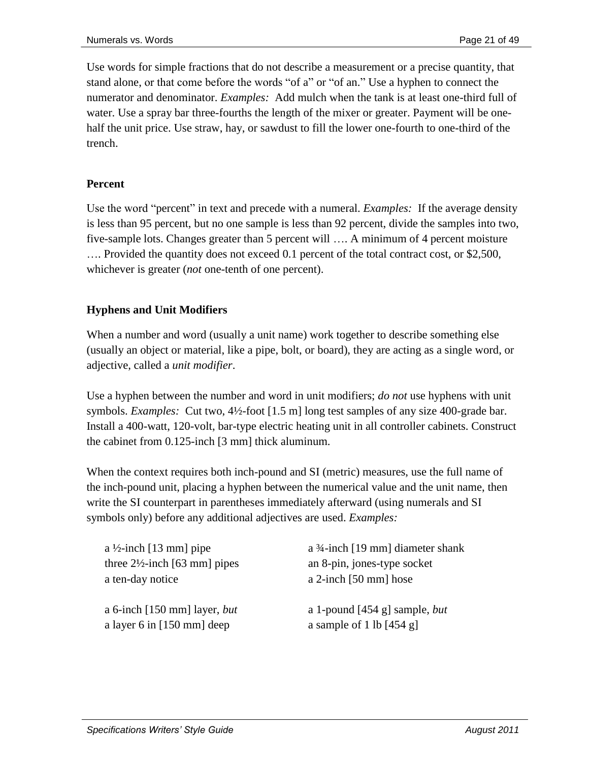Use words for simple fractions that do not describe a measurement or a precise quantity, that stand alone, or that come before the words "of a" or "of an." Use a hyphen to connect the numerator and denominator. *Examples:* Add mulch when the tank is at least one-third full of water. Use a spray bar three-fourths the length of the mixer or greater. Payment will be one-half the unit price. Use straw, hay, or sawdust to fill the lower one-fourth to one-third of the trench.

### Percent

Use the word "percent" in text and precede with a numeral. *Examples:* If the average density is less than 95 percent, but no one sample is less than 92 percent, divide the samples into two, five-sample lots. Changes greater than 5 percent will …. A minimum of 4 percent moisture …. Provided the quantity does not exceed 0.1 percent of the total contract cost, or $2,500, whichever is greater (*not* one-tenth of one percent).

### Hyphens and Unit Modifiers

When a number and word (usually a unit name) work together to describe something else (usually an object or material, like a pipe, bolt, or board), they are acting as a single word, or adjective, called a *unit modifier*.

Use a hyphen between the number and word in unit modifiers; *do not* use hyphens with unit symbols. *Examples:* Cut two, 4½-foot [1.5 m] long test samples of any size 400-grade bar. Install a 400-watt, 120-volt, bar-type electric heating unit in all controller cabinets. Construct the cabinet from 0.125-inch [3 mm] thick aluminum.

When the context requires both inch-pound and SI (metric) measures, use the full name of the inch-pound unit, placing a hyphen between the numerical value and the unit name, then write the SI counterpart in parentheses immediately afterward (using numerals and SI symbols only) before any additional adjectives are used. *Examples:*

a ½-inch [13 mm] pipe
three 2½-inch [63 mm] pipes
a ten-day notice

a ¾-inch [19 mm] diameter shank
an 8-pin, jones-type socket
a 2-inch [50 mm] hose

a 6-inch [150 mm] layer, *but*
a layer 6 in [150 mm] deep

a 1-pound [454 g] sample, *but*
a sample of 1 lb [454 g]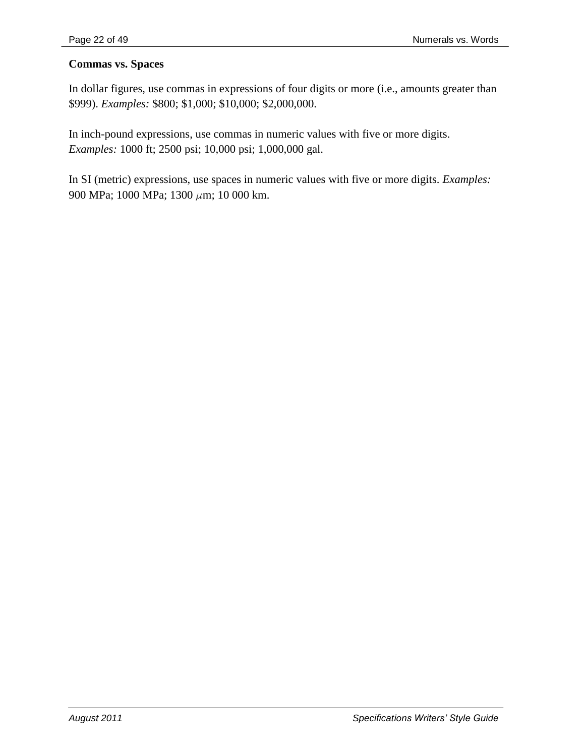**Commas vs. Spaces**

In dollar figures, use commas in expressions of four digits or more (i.e., amounts greater than \$999). *Examples:* \$800; \$1,000; \$10,000; \$2,000,000.

In inch-pound expressions, use commas in numeric values with five or more digits. *Examples:* 1000 ft; 2500 psi; 10,000 psi; 1,000,000 gal.

In SI (metric) expressions, use spaces in numeric values with five or more digits. *Examples:* 900 MPa; 1000 MPa; 1300 $\mu$m; 10 000 km.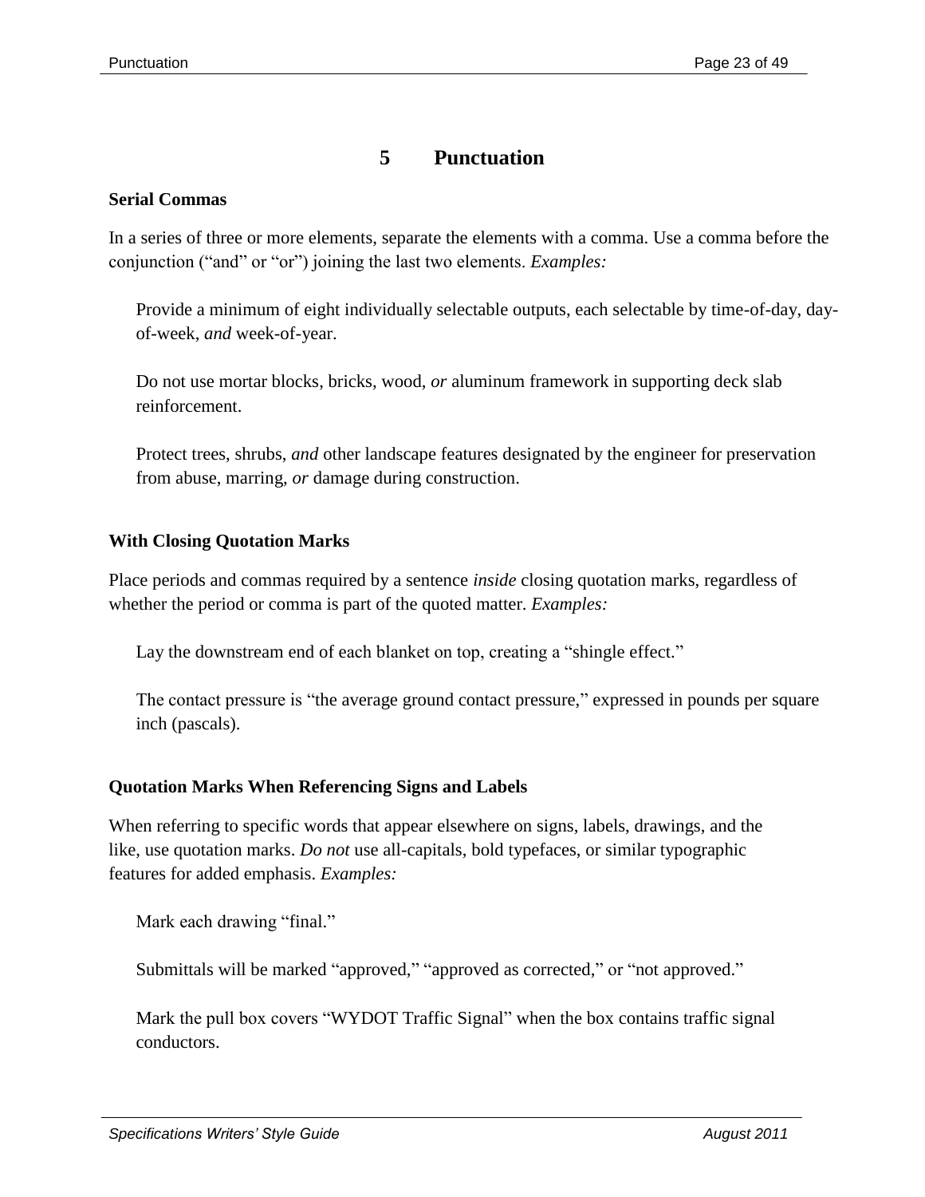# 5 Punctuation

**Serial Commas**

In a series of three or more elements, separate the elements with a comma. Use a comma before the conjunction (“and” or “or”) joining the last two elements. *Examples:*

> Provide a minimum of eight individually selectable outputs, each selectable by time-of-day, day-of-week, *and* week-of-year.
>
> Do not use mortar blocks, bricks, wood, *or* aluminum framework in supporting deck slab reinforcement.
>
> Protect trees, shrubs, *and* other landscape features designated by the engineer for preservation from abuse, marring, *or* damage during construction.

**With Closing Quotation Marks**

Place periods and commas required by a sentence *inside* closing quotation marks, regardless of whether the period or comma is part of the quoted matter. *Examples:*

> Lay the downstream end of each blanket on top, creating a “shingle effect.”
>
> The contact pressure is “the average ground contact pressure,” expressed in pounds per square inch (pascals).

**Quotation Marks When Referencing Signs and Labels**

When referring to specific words that appear elsewhere on signs, labels, drawings, and the like, use quotation marks. *Do not* use all-capitals, bold typefaces, or similar typographic features for added emphasis. *Examples:*

> Mark each drawing “final.”
>
> Submittals will be marked “approved,” “approved as corrected,” or “not approved.”
>
> Mark the pull box covers “WYDOT Traffic Signal” when the box contains traffic signal conductors.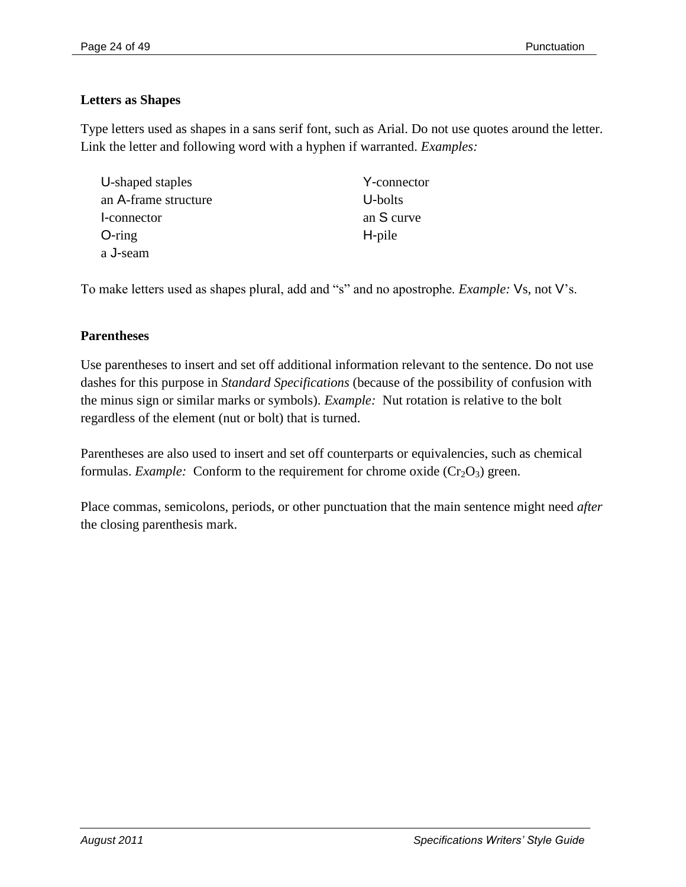### Letters as Shapes

Type letters used as shapes in a sans serif font, such as Arial. Do not use quotes around the letter. Link the letter and following word with a hyphen if warranted. *Examples:*

U-shaped staples
an A-frame structure
I-connector
O-ring
a J-seam
Y-connector
U-bolts
an S curve
H-pile

To make letters used as shapes plural, add and "s" and no apostrophe. *Example:* Vs, not V's.

### Parentheses

Use parentheses to insert and set off additional information relevant to the sentence. Do not use dashes for this purpose in *Standard Specifications* (because of the possibility of confusion with the minus sign or similar marks or symbols). *Example:* Nut rotation is relative to the bolt regardless of the element (nut or bolt) that is turned.

Parentheses are also used to insert and set off counterparts or equivalencies, such as chemical formulas. *Example:* Conform to the requirement for chrome oxide ($Cr_2O_3$) green.

Place commas, semicolons, periods, or other punctuation that the main sentence might need *after* the closing parenthesis mark.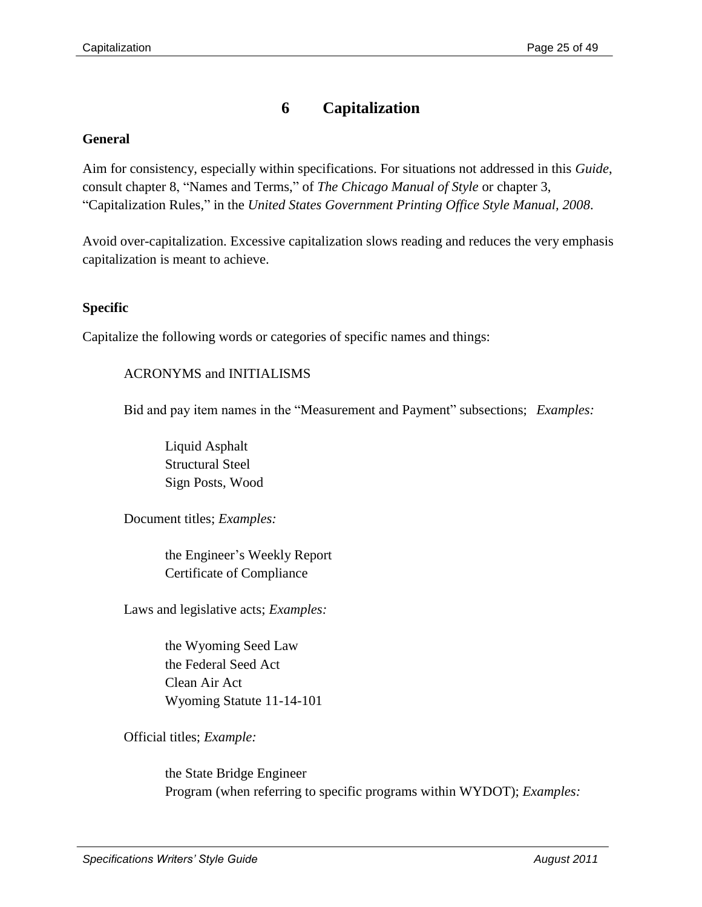# 6 Capitalization

**General**

Aim for consistency, especially within specifications. For situations not addressed in this *Guide*, consult chapter 8, "Names and Terms," of *The Chicago Manual of Style* or chapter 3, "Capitalization Rules," in the *United States Government Printing Office Style Manual, 2008*.

Avoid over-capitalization. Excessive capitalization slows reading and reduces the very emphasis capitalization is meant to achieve.

**Specific**

Capitalize the following words or categories of specific names and things:

ACRONYMS and INITIALISMS

Bid and pay item names in the "Measurement and Payment" subsections; *Examples:*

Liquid Asphalt
Structural Steel
Sign Posts, Wood

Document titles; *Examples:*

the Engineer's Weekly Report
Certificate of Compliance

Laws and legislative acts; *Examples:*

the Wyoming Seed Law
the Federal Seed Act
Clean Air Act
Wyoming Statute 11-14-101

Official titles; *Example:*

the State Bridge Engineer
Program (when referring to specific programs within WYDOT); *Examples:*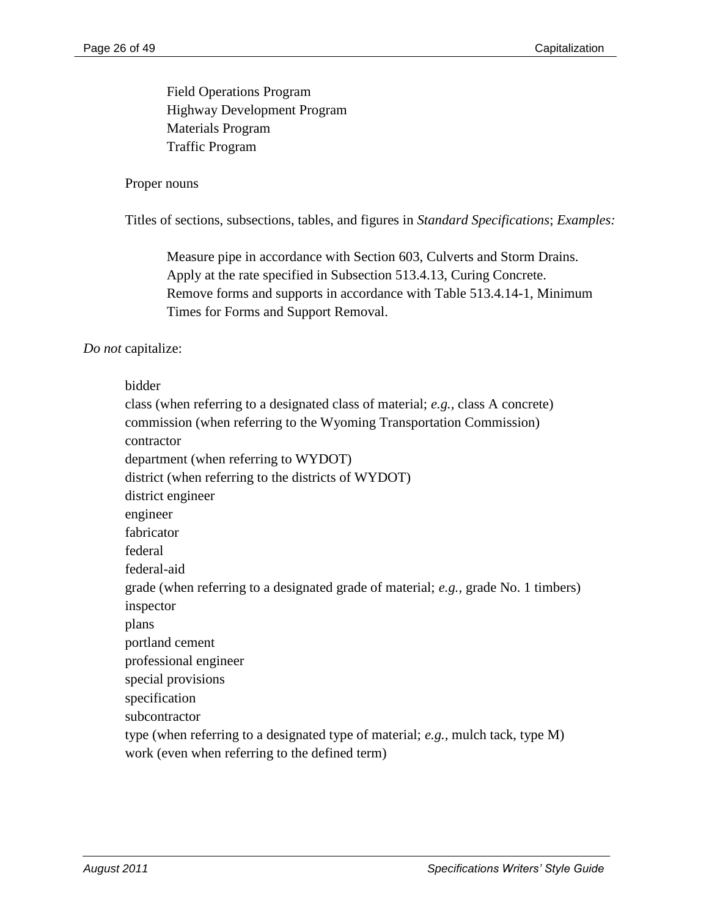Field Operations Program
Highway Development Program
Materials Program
Traffic Program

Proper nouns

Titles of sections, subsections, tables, and figures in *Standard Specifications*; *Examples:*

> Measure pipe in accordance with Section 603, Culverts and Storm Drains.
> Apply at the rate specified in Subsection 513.4.13, Curing Concrete.
> Remove forms and supports in accordance with Table 513.4.14-1, Minimum Times for Forms and Support Removal.

*Do not* capitalize:

bidder
class (when referring to a designated class of material; *e.g.*, class A concrete)
commission (when referring to the Wyoming Transportation Commission)
contractor
department (when referring to WYDOT)
district (when referring to the districts of WYDOT)
district engineer
engineer
fabricator
federal
federal-aid
grade (when referring to a designated grade of material; *e.g.*, grade No. 1 timbers)
inspector
plans
portland cement
professional engineer
special provisions
specification
subcontractor
type (when referring to a designated type of material; *e.g.*, mulch tack, type M)
work (even when referring to the defined term)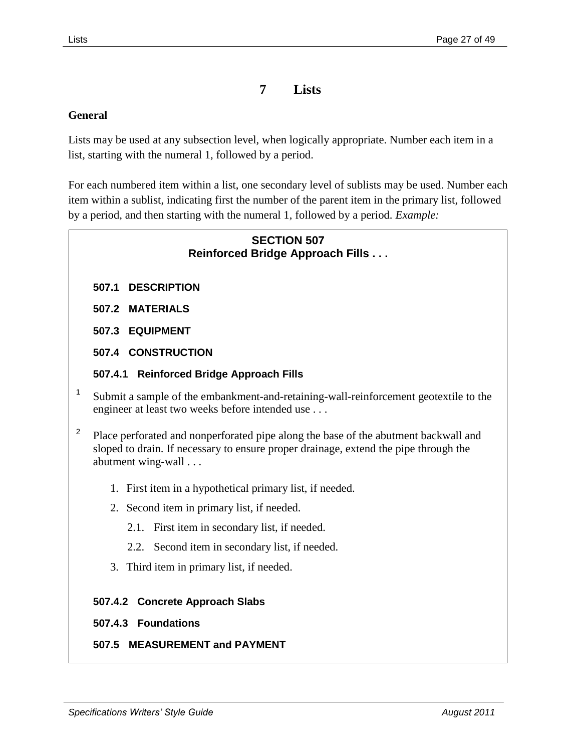# 7 Lists

**General**

Lists may be used at any subsection level, when logically appropriate. Number each item in a list, starting with the numeral 1, followed by a period.

For each numbered item within a list, one secondary level of sublists may be used. Number each item within a sublist, indicating first the number of the parent item in the primary list, followed by a period, and then starting with the numeral 1, followed by a period. *Example:*

> **SECTION 507**
> **Reinforced Bridge Approach Fills . . .**
>
> **507.1 DESCRIPTION**
>
> **507.2 MATERIALS**
>
> **507.3 EQUIPMENT**
>
> **507.4 CONSTRUCTION**
>
> **507.4.1 Reinforced Bridge Approach Fills**
>
> [1] Submit a sample of the embankment-and-retaining-wall-reinforcement geotextile to the engineer at least two weeks before intended use . . .
>
> [2] Place perforated and nonperforated pipe along the base of the abutment backwall and sloped to drain. If necessary to ensure proper drainage, extend the pipe through the abutment wing-wall . . .
>
> 1. First item in a hypothetical primary list, if needed.
> 2. Second item in primary list, if needed.
>     - 2.1. First item in secondary list, if needed.
>     - 2.2. Second item in secondary list, if needed.
> 3. Third item in primary list, if needed.
>
> **507.4.2 Concrete Approach Slabs**
>
> **507.4.3 Foundations**
>
> **507.5 MEASUREMENT and PAYMENT**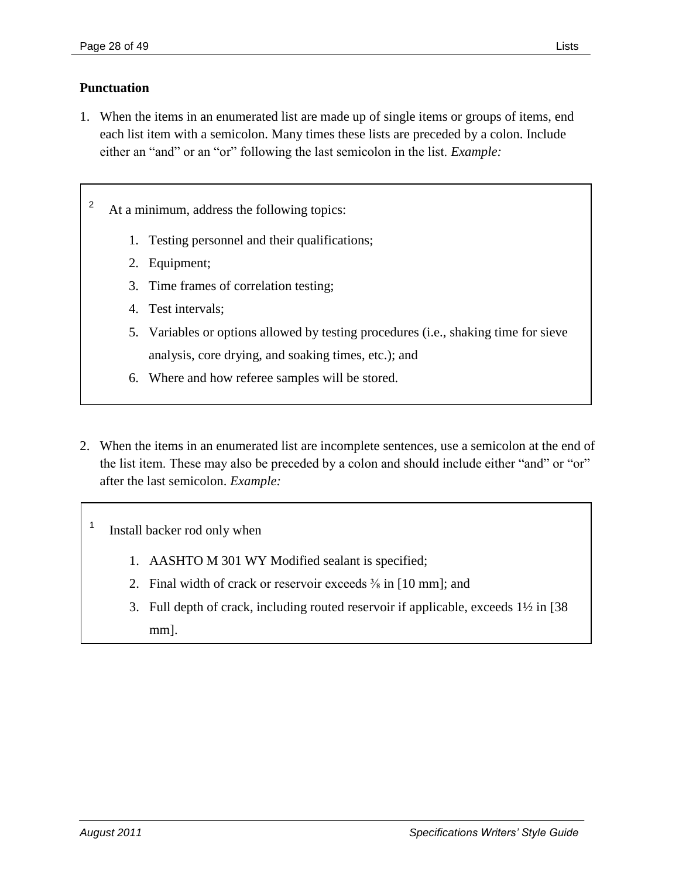## Punctuation

1. When the items in an enumerated list are made up of single items or groups of items, end each list item with a semicolon. Many times these lists are preceded by a colon. Include either an "and" or an "or" following the last semicolon in the list. *Example:*

> [2] At a minimum, address the following topics:
>
> 1. Testing personnel and their qualifications;
> 2. Equipment;
> 3. Time frames of correlation testing;
> 4. Test intervals;
> 5. Variables or options allowed by testing procedures (i.e., shaking time for sieve analysis, core drying, and soaking times, etc.); and
> 6. Where and how referee samples will be stored.

2. When the items in an enumerated list are incomplete sentences, use a semicolon at the end of the list item. These may also be preceded by a colon and should include either "and" or "or" after the last semicolon. *Example:*

> [1] Install backer rod only when
>
> 1. AASHTO M 301 WY Modified sealant is specified;
> 2. Final width of crack or reservoir exceeds ⅜ in [10 mm]; and
> 3. Full depth of crack, including routed reservoir if applicable, exceeds 1½ in [38 mm].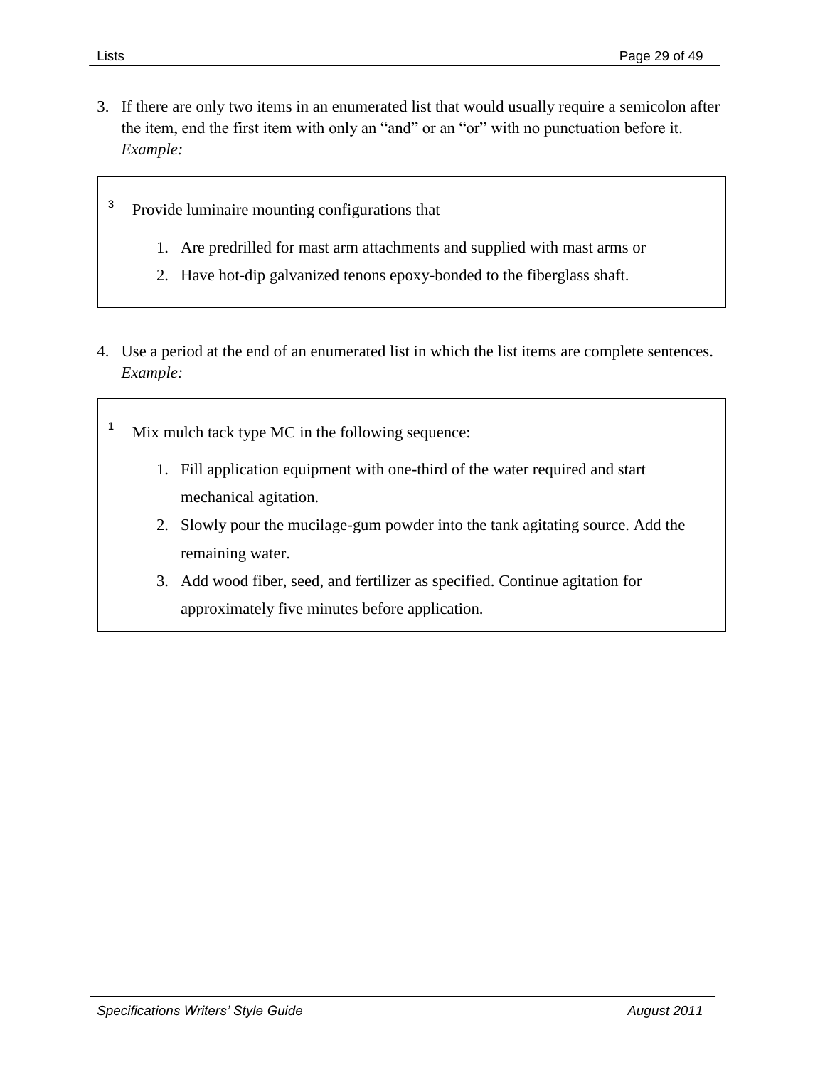3. If there are only two items in an enumerated list that would usually require a semicolon after the item, end the first item with only an "and" or an "or" with no punctuation before it. *Example:*

> [3] Provide luminaire mounting configurations that
>
> 1. Are predrilled for mast arm attachments and supplied with mast arms or
> 2. Have hot-dip galvanized tenons epoxy-bonded to the fiberglass shaft.

4. Use a period at the end of an enumerated list in which the list items are complete sentences. *Example:*

> [1] Mix mulch tack type MC in the following sequence:
>
> 1. Fill application equipment with one-third of the water required and start mechanical agitation.
> 2. Slowly pour the mucilage-gum powder into the tank agitating source. Add the remaining water.
> 3. Add wood fiber, seed, and fertilizer as specified. Continue agitation for approximately five minutes before application.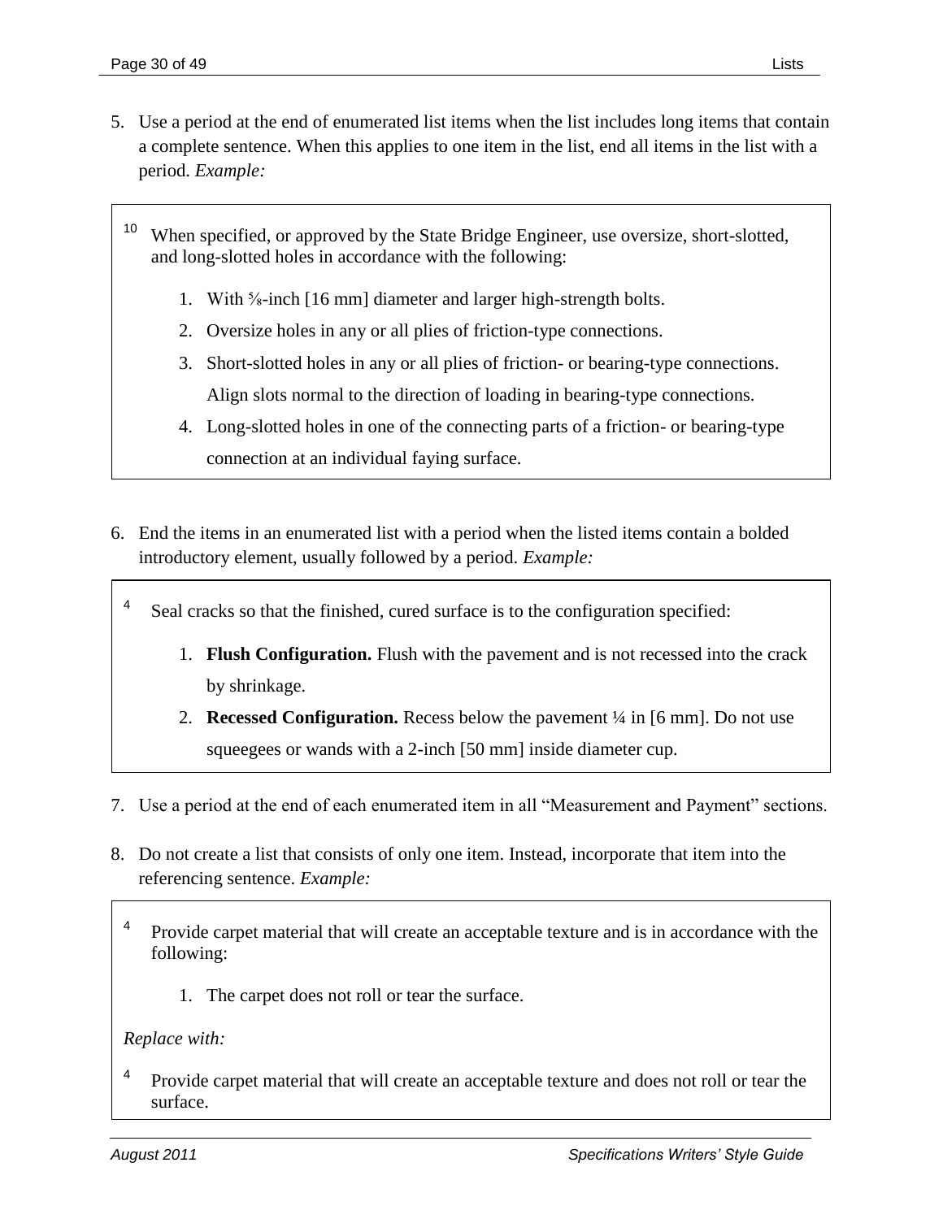5. Use a period at the end of enumerated list items when the list includes long items that contain a complete sentence. When this applies to one item in the list, end all items in the list with a period. *Example:*

> [10] When specified, or approved by the State Bridge Engineer, use oversize, short-slotted, and long-slotted holes in accordance with the following:
>
> 1. With ⅝-inch [16 mm] diameter and larger high-strength bolts.
> 2. Oversize holes in any or all plies of friction-type connections.
> 3. Short-slotted holes in any or all plies of friction- or bearing-type connections. Align slots normal to the direction of loading in bearing-type connections.
> 4. Long-slotted holes in one of the connecting parts of a friction- or bearing-type connection at an individual faying surface.

6. End the items in an enumerated list with a period when the listed items contain a bolded introductory element, usually followed by a period. *Example:*

> [4] Seal cracks so that the finished, cured surface is to the configuration specified:
>
> 1. **Flush Configuration.** Flush with the pavement and is not recessed into the crack by shrinkage.
> 2. **Recessed Configuration.** Recess below the pavement ¼ in [6 mm]. Do not use squeegees or wands with a 2-inch [50 mm] inside diameter cup.

7. Use a period at the end of each enumerated item in all "Measurement and Payment" sections.

8. Do not create a list that consists of only one item. Instead, incorporate that item into the referencing sentence. *Example:*

> [4] Provide carpet material that will create an acceptable texture and is in accordance with the following:
>
> 1. The carpet does not roll or tear the surface.
>
> *Replace with:*
>
> [4] Provide carpet material that will create an acceptable texture and does not roll or tear the surface.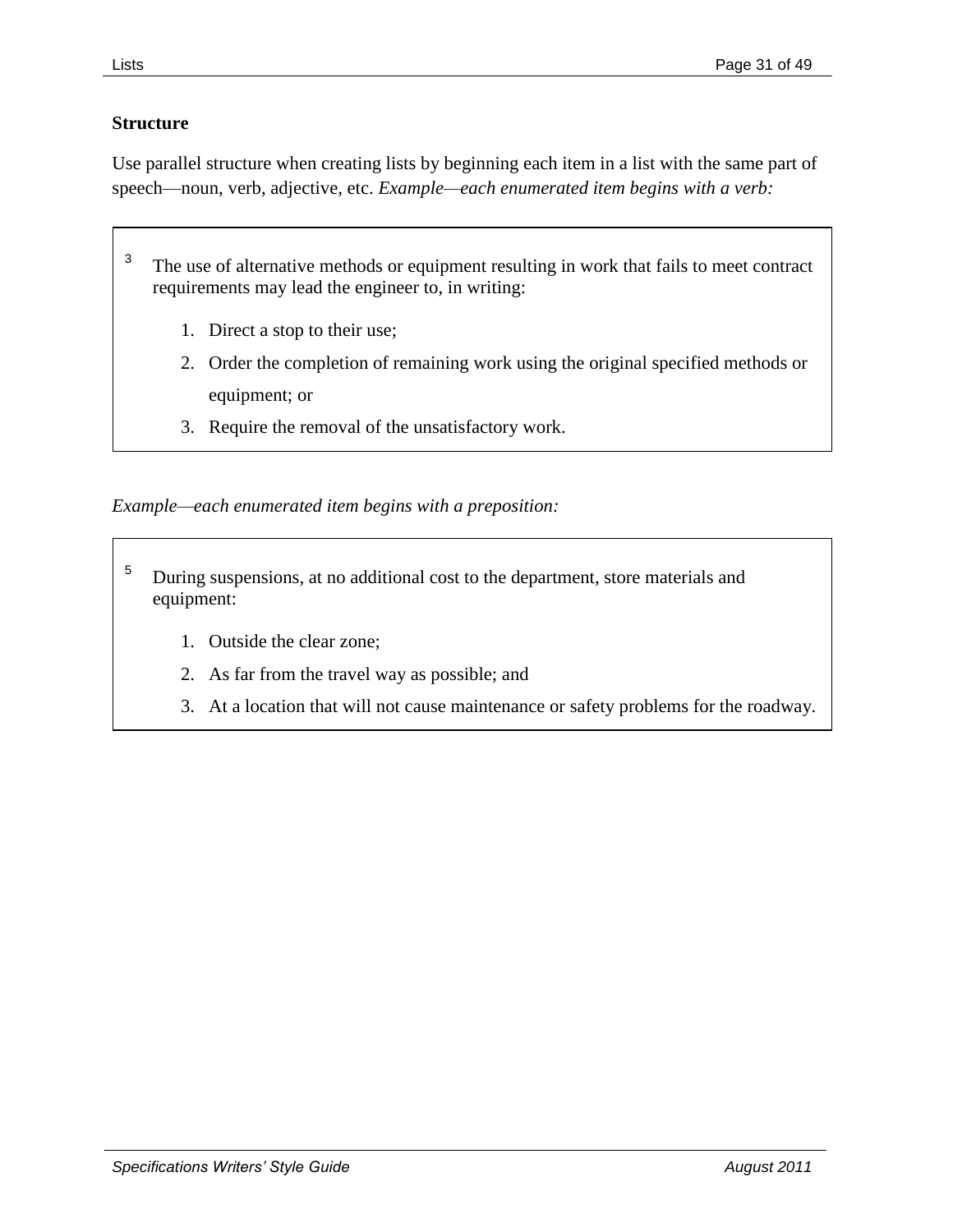**Structure**

Use parallel structure when creating lists by beginning each item in a list with the same part of speech—noun, verb, adjective, etc. *Example—each enumerated item begins with a verb:*

> [3] The use of alternative methods or equipment resulting in work that fails to meet contract requirements may lead the engineer to, in writing:
>
> 1. Direct a stop to their use;
> 2. Order the completion of remaining work using the original specified methods or equipment; or
> 3. Require the removal of the unsatisfactory work.

*Example—each enumerated item begins with a preposition:*

> [5] During suspensions, at no additional cost to the department, store materials and equipment:
>
> 1. Outside the clear zone;
> 2. As far from the travel way as possible; and
> 3. At a location that will not cause maintenance or safety problems for the roadway.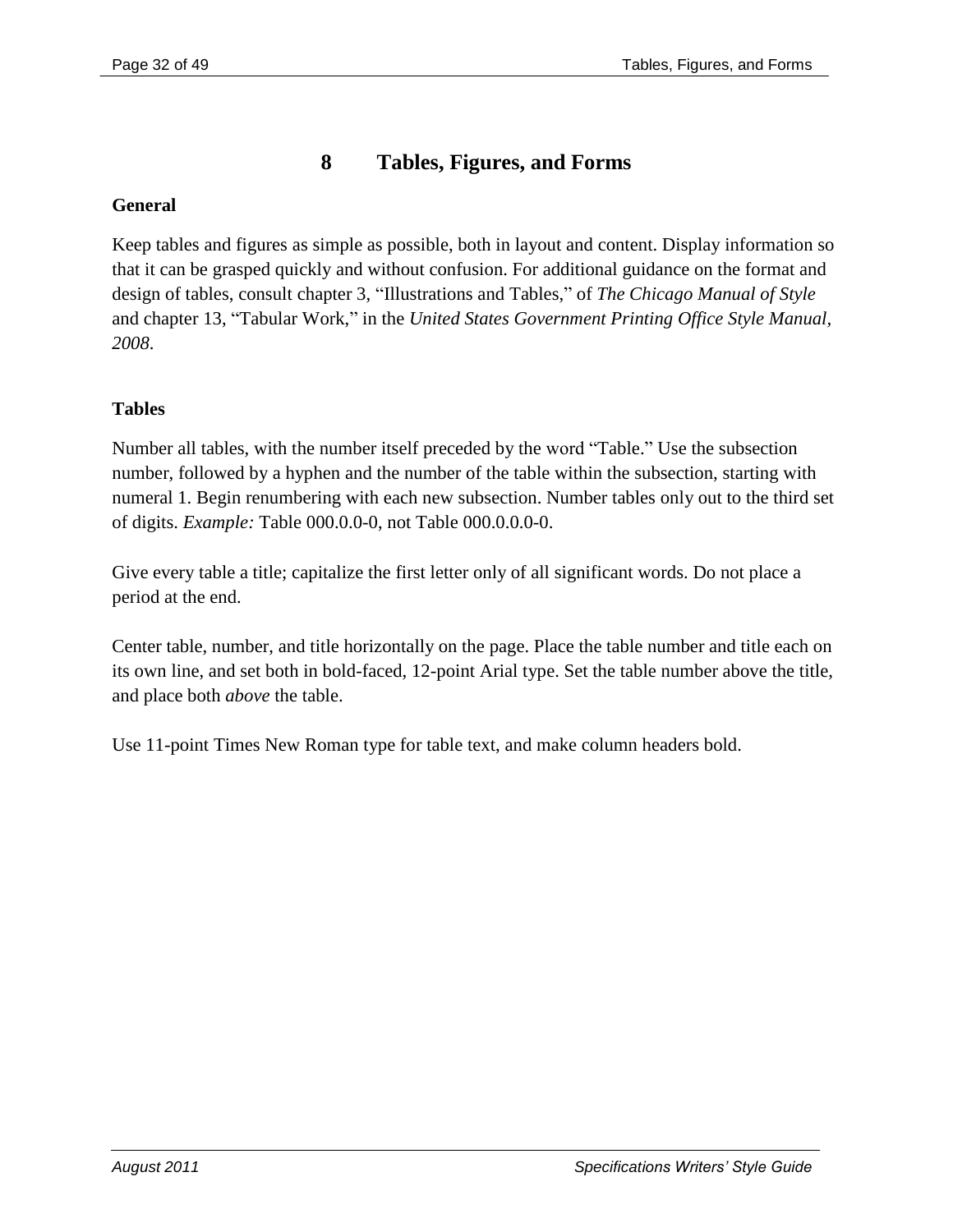# 8 Tables, Figures, and Forms

### General

Keep tables and figures as simple as possible, both in layout and content. Display information so that it can be grasped quickly and without confusion. For additional guidance on the format and design of tables, consult chapter 3, "Illustrations and Tables," of *The Chicago Manual of Style* and chapter 13, "Tabular Work," in the *United States Government Printing Office Style Manual, 2008*.

### Tables

Number all tables, with the number itself preceded by the word "Table." Use the subsection number, followed by a hyphen and the number of the table within the subsection, starting with numeral 1. Begin renumbering with each new subsection. Number tables only out to the third set of digits. *Example:* Table 000.0.0-0, not Table 000.0.0.0-0.

Give every table a title; capitalize the first letter only of all significant words. Do not place a period at the end.

Center table, number, and title horizontally on the page. Place the table number and title each on its own line, and set both in bold-faced, 12-point Arial type. Set the table number above the title, and place both *above* the table.

Use 11-point Times New Roman type for table text, and make column headers bold.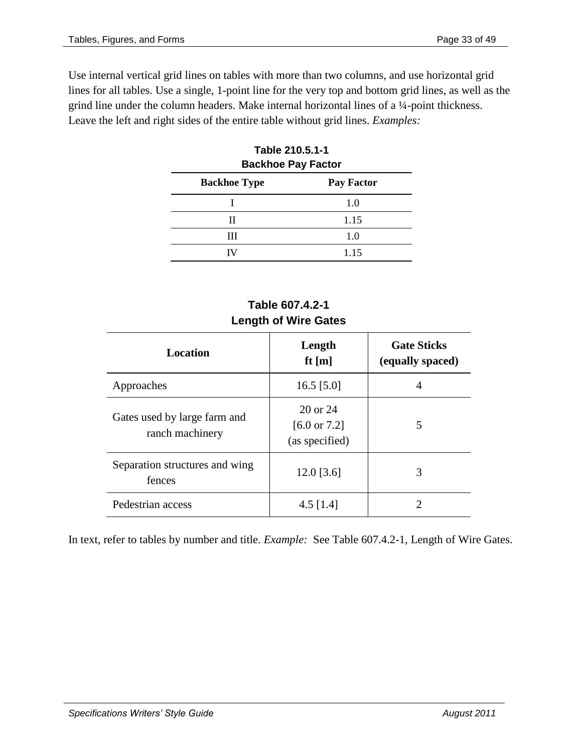Use internal vertical grid lines on tables with more than two columns, and use horizontal grid lines for all tables. Use a single, 1-point line for the very top and bottom grid lines, as well as the grind line under the column headers. Make internal horizontal lines of a ¼-point thickness. Leave the left and right sides of the entire table without grid lines. *Examples:*

**Table 210.5.1-1**
**Backhoe Pay Factor**

| Backhoe Type | Pay Factor |
|---|---|
| I | 1.0 |
| II | 1.15 |
| III | 1.0 |
| IV | 1.15 |

**Table 607.4.2-1**
**Length of Wire Gates**

| Location | Length ft [m] | Gate Sticks (equally spaced) |
|---|---|---|
| Approaches | 16.5 [5.0] | 4 |
| Gates used by large farm and ranch machinery | 20 or 24 [6.0 or 7.2] (as specified) | 5 |
| Separation structures and wing fences | 12.0 [3.6] | 3 |
| Pedestrian access | 4.5 [1.4] | 2 |

In text, refer to tables by number and title. *Example:* See Table 607.4.2-1, Length of Wire Gates.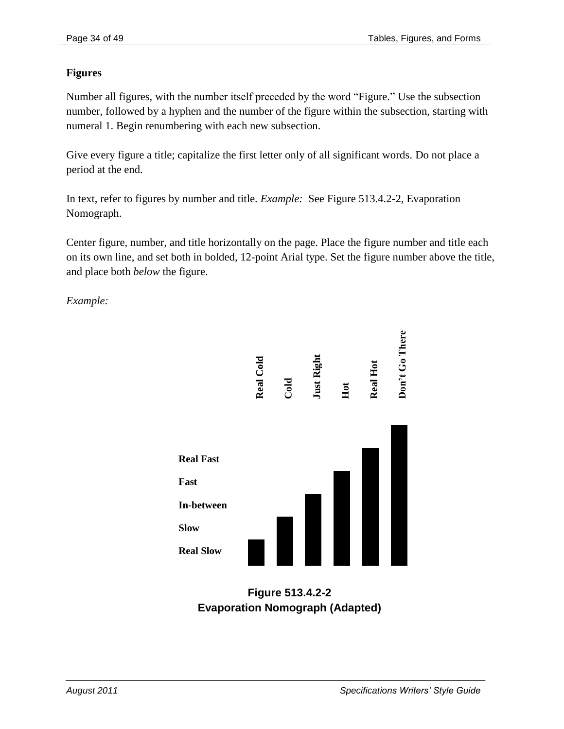**Figures**

Number all figures, with the number itself preceded by the word "Figure." Use the subsection number, followed by a hyphen and the number of the figure within the subsection, starting with numeral 1. Begin renumbering with each new subsection.

Give every figure a title; capitalize the first letter only of all significant words. Do not place a period at the end.

In text, refer to figures by number and title. *Example:* See Figure 513.4.2-2, Evaporation Nomograph.

Center figure, number, and title horizontally on the page. Place the figure number and title each on its own line, and set both in bolded, 12-point Arial type. Set the figure number above the title, and place both *below* the figure.

*Example:*

**Real Cold** **Cold** **Just Right** **Hot** **Real Hot** **Don't Go There**

**Real Fast**

**Fast**

**In-between**

**Slow**

**Real Slow**

**Figure 513.4.2-2**
**Evaporation Nomograph (Adapted)**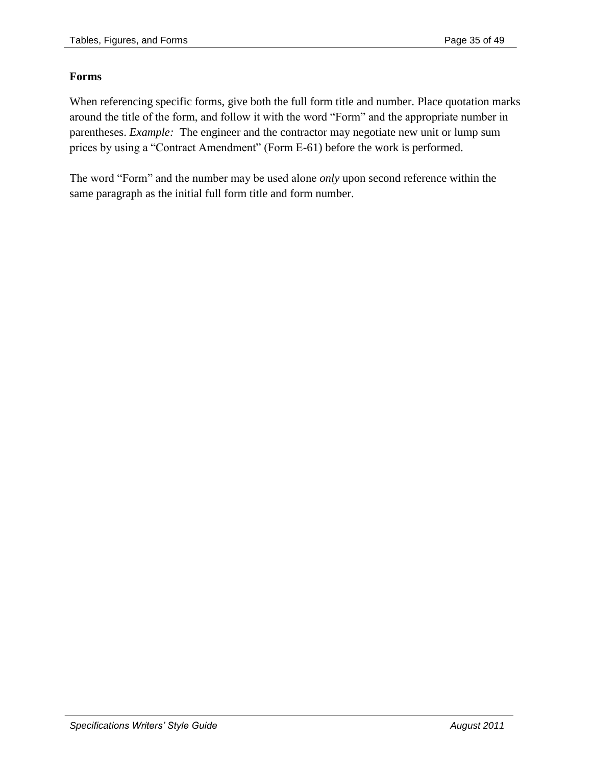## Forms

When referencing specific forms, give both the full form title and number. Place quotation marks around the title of the form, and follow it with the word "Form" and the appropriate number in parentheses. *Example:* The engineer and the contractor may negotiate new unit or lump sum prices by using a "Contract Amendment" (Form E-61) before the work is performed.

The word "Form" and the number may be used alone *only* upon second reference within the same paragraph as the initial full form title and form number.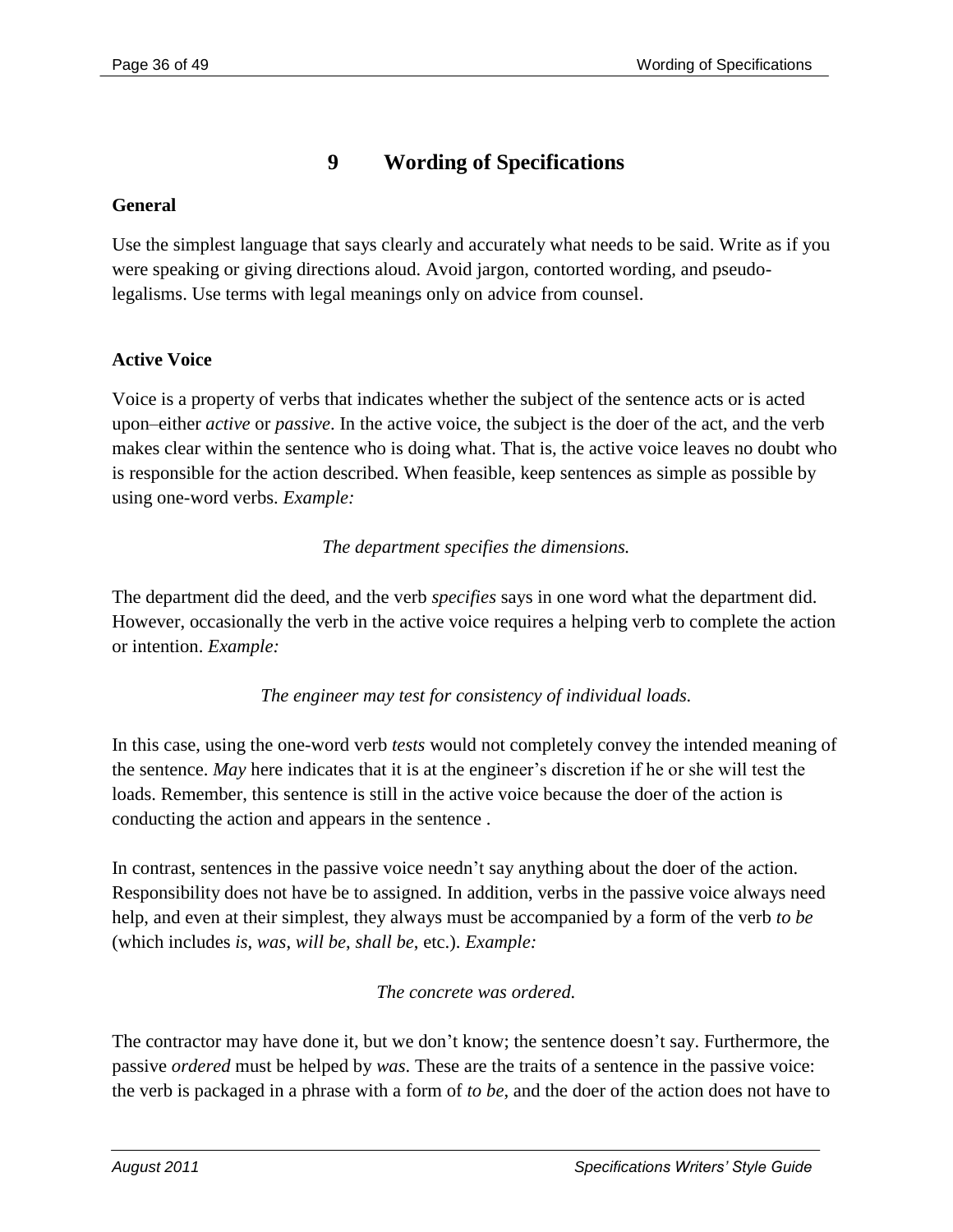# 9 Wording of Specifications

**General**

Use the simplest language that says clearly and accurately what needs to be said. Write as if you were speaking or giving directions aloud. Avoid jargon, contorted wording, and pseudo-legalisms. Use terms with legal meanings only on advice from counsel.

**Active Voice**

Voice is a property of verbs that indicates whether the subject of the sentence acts or is acted upon–either *active* or *passive*. In the active voice, the subject is the doer of the act, and the verb makes clear within the sentence who is doing what. That is, the active voice leaves no doubt who is responsible for the action described. When feasible, keep sentences as simple as possible by using one-word verbs. *Example:*

*The department specifies the dimensions.*

The department did the deed, and the verb *specifies* says in one word what the department did. However, occasionally the verb in the active voice requires a helping verb to complete the action or intention. *Example:*

*The engineer may test for consistency of individual loads.*

In this case, using the one-word verb *tests* would not completely convey the intended meaning of the sentence. *May* here indicates that it is at the engineer's discretion if he or she will test the loads. Remember, this sentence is still in the active voice because the doer of the action is conducting the action and appears in the sentence .

In contrast, sentences in the passive voice needn't say anything about the doer of the action. Responsibility does not have be to assigned. In addition, verbs in the passive voice always need help, and even at their simplest, they always must be accompanied by a form of the verb *to be* (which includes *is*, *was*, *will be*, *shall be*, etc.). *Example:*

*The concrete was ordered.*

The contractor may have done it, but we don't know; the sentence doesn't say. Furthermore, the passive *ordered* must be helped by *was*. These are the traits of a sentence in the passive voice: the verb is packaged in a phrase with a form of *to be,* and the doer of the action does not have to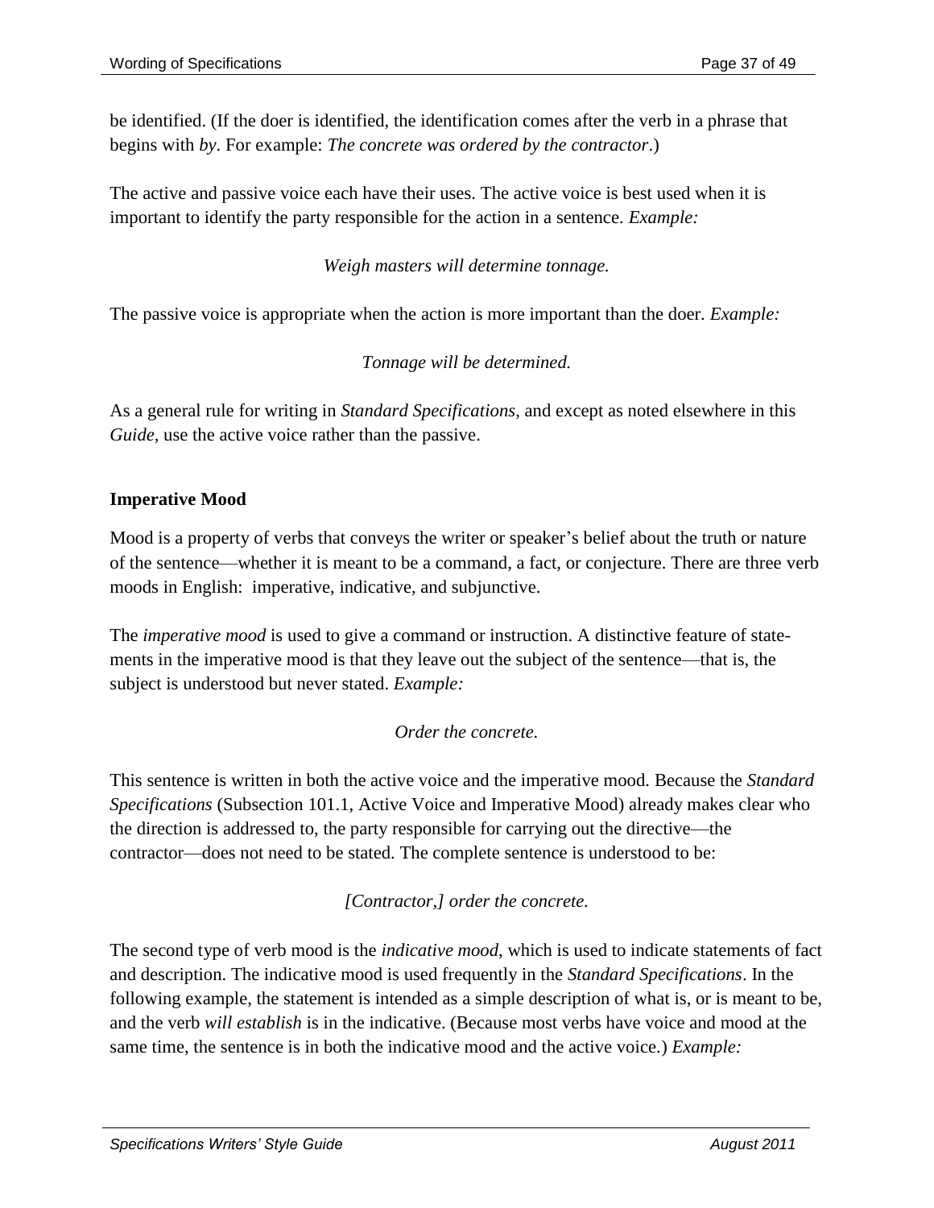be identified. (If the doer is identified, the identification comes after the verb in a phrase that begins with *by*. For example: *The concrete was ordered by the contractor*.)

The active and passive voice each have their uses. The active voice is best used when it is important to identify the party responsible for the action in a sentence. *Example:*

*Weigh masters will determine tonnage.*

The passive voice is appropriate when the action is more important than the doer. *Example:*

*Tonnage will be determined.*

As a general rule for writing in *Standard Specifications*, and except as noted elsewhere in this *Guide*, use the active voice rather than the passive.

**Imperative Mood**

Mood is a property of verbs that conveys the writer or speaker's belief about the truth or nature of the sentence—whether it is meant to be a command, a fact, or conjecture. There are three verb moods in English: imperative, indicative, and subjunctive.

The *imperative mood* is used to give a command or instruction. A distinctive feature of statements in the imperative mood is that they leave out the subject of the sentence—that is, the subject is understood but never stated. *Example:*

*Order the concrete.*

This sentence is written in both the active voice and the imperative mood. Because the *Standard Specifications* (Subsection 101.1, Active Voice and Imperative Mood) already makes clear who the direction is addressed to, the party responsible for carrying out the directive—the contractor—does not need to be stated. The complete sentence is understood to be:

*[Contractor,] order the concrete.*

The second type of verb mood is the *indicative mood*, which is used to indicate statements of fact and description. The indicative mood is used frequently in the *Standard Specifications*. In the following example, the statement is intended as a simple description of what is, or is meant to be, and the verb *will establish* is in the indicative. (Because most verbs have voice and mood at the same time, the sentence is in both the indicative mood and the active voice.) *Example:*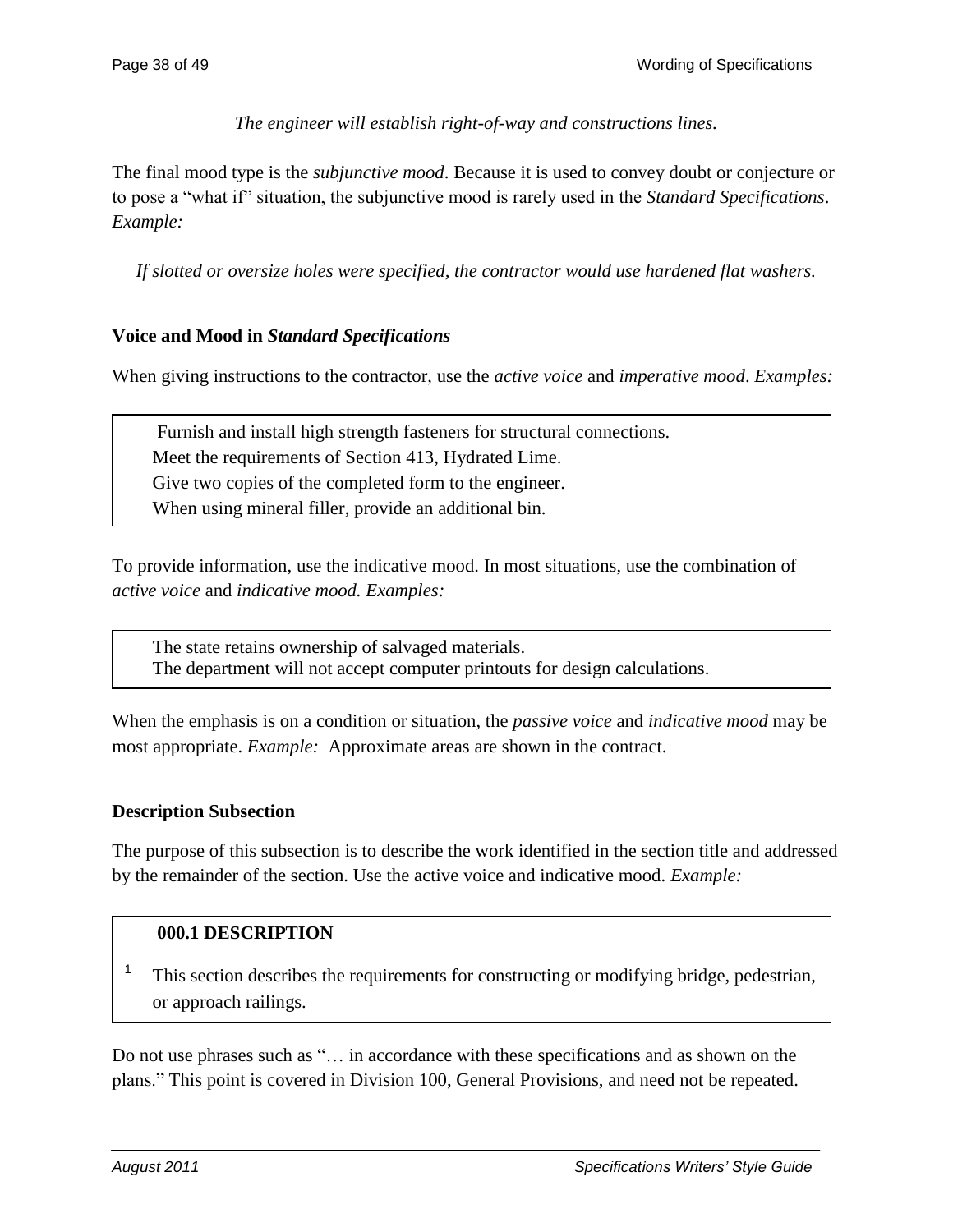*The engineer will establish right-of-way and constructions lines.*

The final mood type is the *subjunctive mood*. Because it is used to convey doubt or conjecture or to pose a "what if" situation, the subjunctive mood is rarely used in the *Standard Specifications*. *Example:*

*If slotted or oversize holes were specified, the contractor would use hardened flat washers.*

**Voice and Mood in *Standard Specifications***

When giving instructions to the contractor, use the *active voice* and *imperative mood*. *Examples:*

> Furnish and install high strength fasteners for structural connections.
> Meet the requirements of Section 413, Hydrated Lime.
> Give two copies of the completed form to the engineer.
> When using mineral filler, provide an additional bin.

To provide information, use the indicative mood. In most situations, use the combination of *active voice* and *indicative mood. Examples:*

> The state retains ownership of salvaged materials.
> The department will not accept computer printouts for design calculations.

When the emphasis is on a condition or situation, the *passive voice* and *indicative mood* may be most appropriate. *Example:* Approximate areas are shown in the contract.

**Description Subsection**

The purpose of this subsection is to describe the work identified in the section title and addressed by the remainder of the section. Use the active voice and indicative mood. *Example:*

> **000.1 DESCRIPTION**
>
> 1 This section describes the requirements for constructing or modifying bridge, pedestrian, or approach railings.

Do not use phrases such as "… in accordance with these specifications and as shown on the plans." This point is covered in Division 100, General Provisions, and need not be repeated.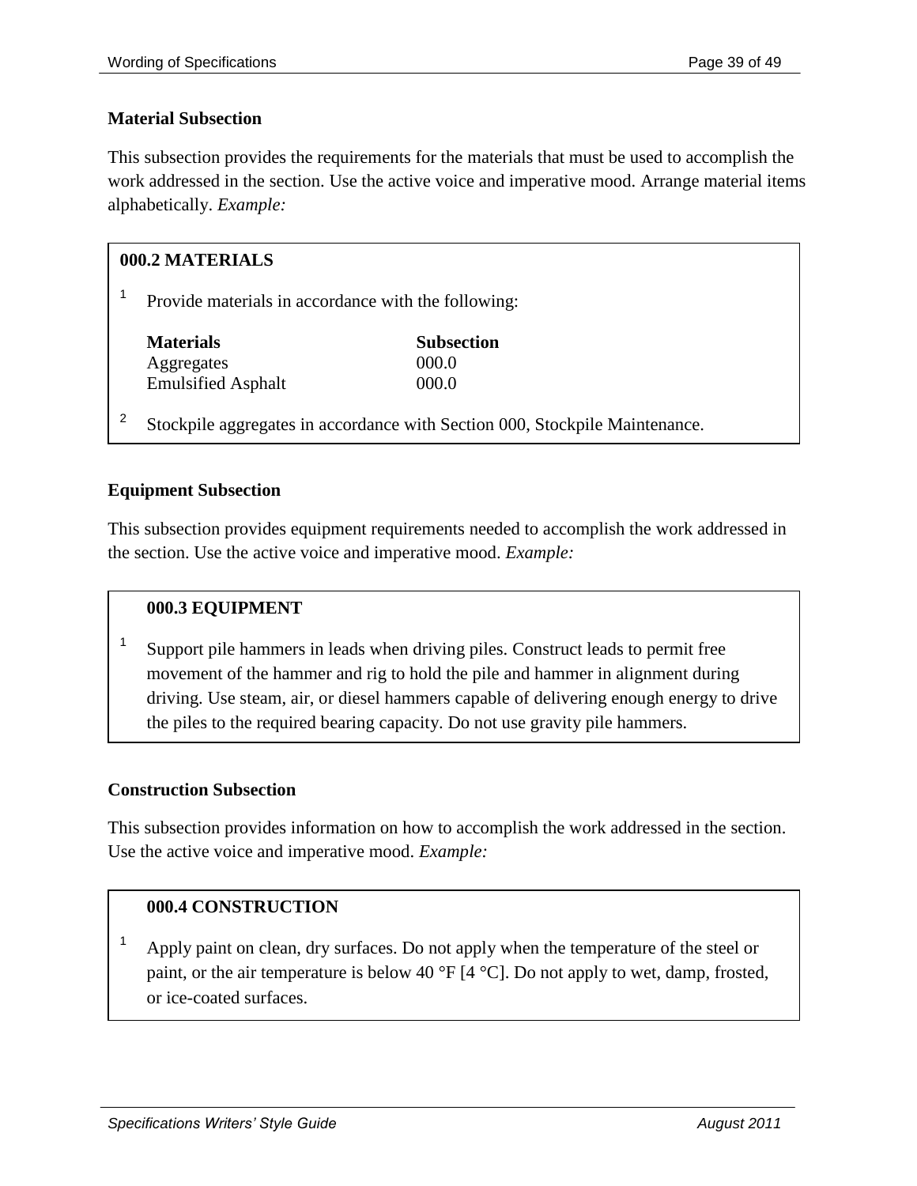**Material Subsection**

This subsection provides the requirements for the materials that must be used to accomplish the work addressed in the section. Use the active voice and imperative mood. Arrange material items alphabetically. *Example:*

> **000.2 MATERIALS**
>
> 1 Provide materials in accordance with the following:
>
> | **Materials** | **Subsection** |
> | --- | --- |
> | Aggregates | 000.0 |
> | Emulsified Asphalt | 000.0 |
>
> 2 Stockpile aggregates in accordance with Section 000, Stockpile Maintenance.

**Equipment Subsection**

This subsection provides equipment requirements needed to accomplish the work addressed in the section. Use the active voice and imperative mood. *Example:*

> **000.3 EQUIPMENT**
>
> 1 Support pile hammers in leads when driving piles. Construct leads to permit free movement of the hammer and rig to hold the pile and hammer in alignment during driving. Use steam, air, or diesel hammers capable of delivering enough energy to drive the piles to the required bearing capacity. Do not use gravity pile hammers.

**Construction Subsection**

This subsection provides information on how to accomplish the work addressed in the section. Use the active voice and imperative mood. *Example:*

> **000.4 CONSTRUCTION**
>
> 1 Apply paint on clean, dry surfaces. Do not apply when the temperature of the steel or paint, or the air temperature is below 40 °F [4 °C]. Do not apply to wet, damp, frosted, or ice-coated surfaces.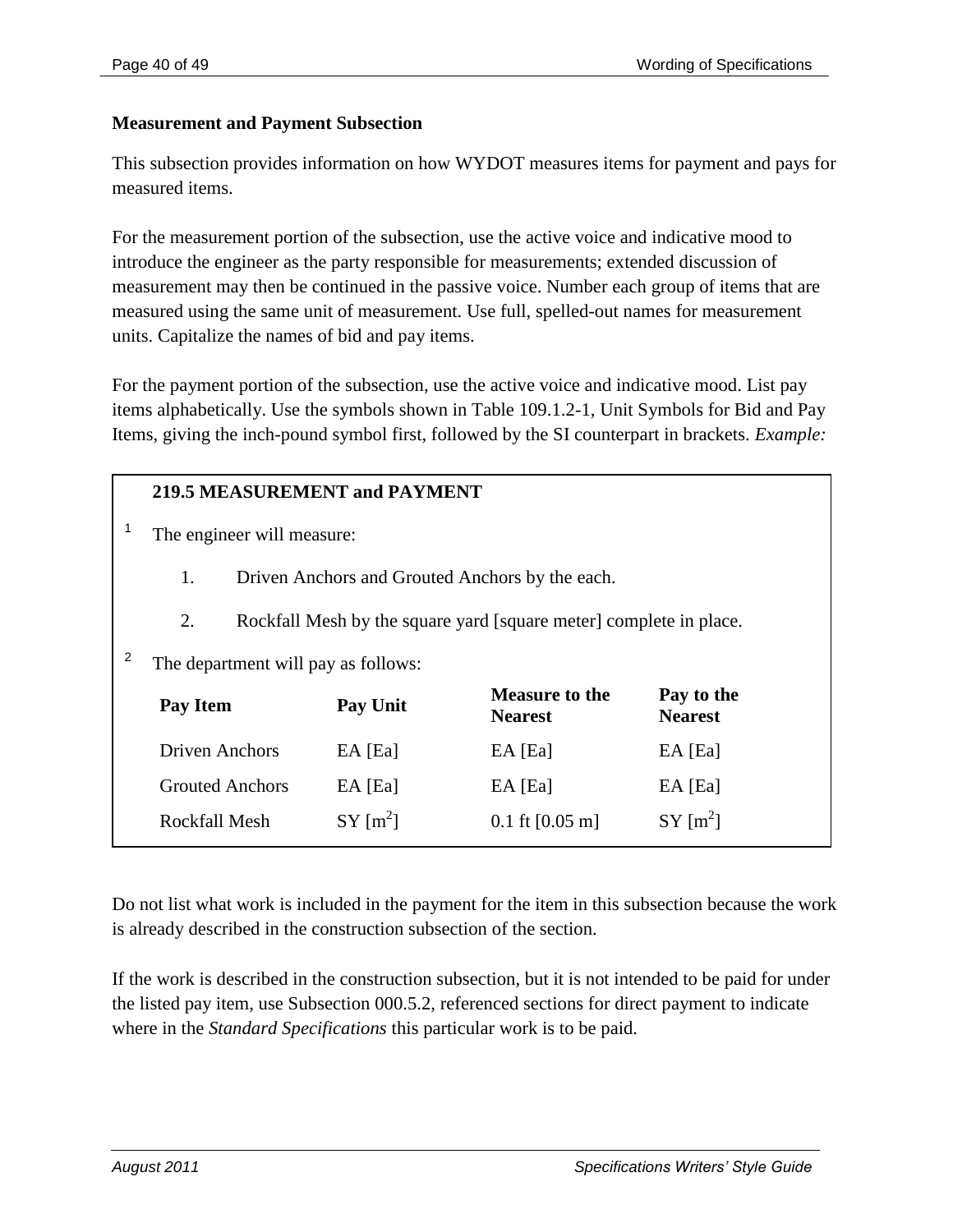**Measurement and Payment Subsection**

This subsection provides information on how WYDOT measures items for payment and pays for measured items.

For the measurement portion of the subsection, use the active voice and indicative mood to introduce the engineer as the party responsible for measurements; extended discussion of measurement may then be continued in the passive voice. Number each group of items that are measured using the same unit of measurement. Use full, spelled-out names for measurement units. Capitalize the names of bid and pay items.

For the payment portion of the subsection, use the active voice and indicative mood. List pay items alphabetically. Use the symbols shown in Table 109.1.2-1, Unit Symbols for Bid and Pay Items, giving the inch-pound symbol first, followed by the SI counterpart in brackets. *Example:*

> **219.5 MEASUREMENT and PAYMENT**
>
> 1 The engineer will measure:
>
> 1. Driven Anchors and Grouted Anchors by the each.
> 2. Rockfall Mesh by the square yard [square meter] complete in place.
>
> 2 The department will pay as follows:
>
> | Pay Item | Pay Unit | Measure to the Nearest | Pay to the Nearest |
> | --- | --- | --- | --- |
> | Driven Anchors | EA [Ea] | EA [Ea] | EA [Ea] |
> | Grouted Anchors | EA [Ea] | EA [Ea] | EA [Ea] |
> | Rockfall Mesh | SY [$m^2$] | 0.1 ft [0.05 m] | SY [$m^2$] |

Do not list what work is included in the payment for the item in this subsection because the work is already described in the construction subsection of the section.

If the work is described in the construction subsection, but it is not intended to be paid for under the listed pay item, use Subsection 000.5.2, referenced sections for direct payment to indicate where in the *Standard Specifications* this particular work is to be paid.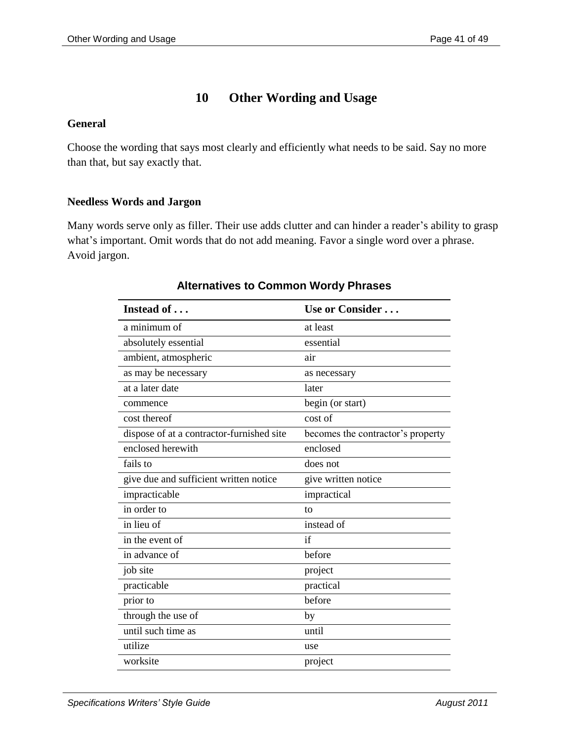# 10 Other Wording and Usage

**General**

Choose the wording that says most clearly and efficiently what needs to be said. Say no more than that, but say exactly that.

**Needless Words and Jargon**

Many words serve only as filler. Their use adds clutter and can hinder a reader's ability to grasp what's important. Omit words that do not add meaning. Favor a single word over a phrase. Avoid jargon.

**Alternatives to Common Wordy Phrases**

| Instead of . . . | Use or Consider . . . |
|---|---|
| a minimum of | at least |
| absolutely essential | essential |
| ambient, atmospheric | air |
| as may be necessary | as necessary |
| at a later date | later |
| commence | begin (or start) |
| cost thereof | cost of |
| dispose of at a contractor-furnished site | becomes the contractor's property |
| enclosed herewith | enclosed |
| fails to | does not |
| give due and sufficient written notice | give written notice |
| impracticable | impractical |
| in order to | to |
| in lieu of | instead of |
| in the event of | if |
| in advance of | before |
| job site | project |
| practicable | practical |
| prior to | before |
| through the use of | by |
| until such time as | until |
| utilize | use |
| worksite | project |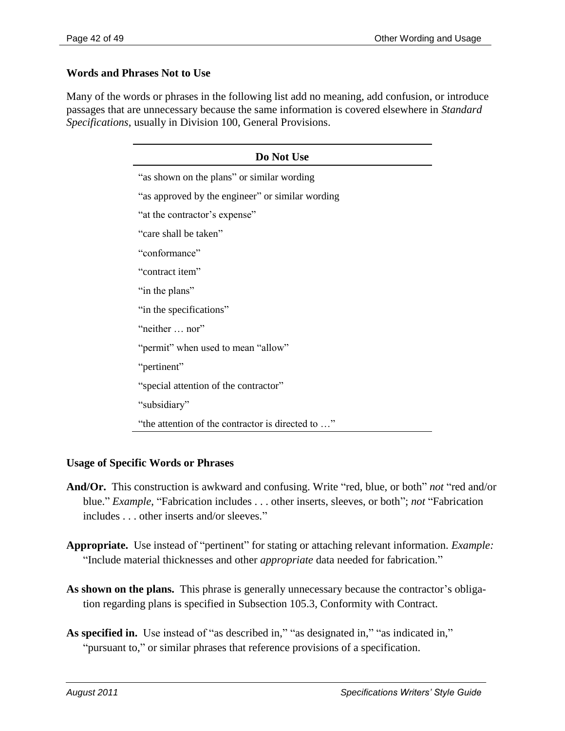### Words and Phrases Not to Use

Many of the words or phrases in the following list add no meaning, add confusion, or introduce passages that are unnecessary because the same information is covered elsewhere in *Standard Specifications*, usually in Division 100, General Provisions.

| Do Not Use |
|---|
| "as shown on the plans" or similar wording |
| "as approved by the engineer" or similar wording |
| "at the contractor's expense" |
| "care shall be taken" |
| "conformance" |
| "contract item" |
| "in the plans" |
| "in the specifications" |
| "neither … nor" |
| "permit" when used to mean "allow" |
| "pertinent" |
| "special attention of the contractor" |
| "subsidiary" |
| "the attention of the contractor is directed to …" |

### Usage of Specific Words or Phrases

**And/Or.** This construction is awkward and confusing. Write "red, blue, or both" *not* "red and/or blue." *Example*, "Fabrication includes . . . other inserts, sleeves, or both"; *not* "Fabrication includes . . . other inserts and/or sleeves."

**Appropriate.** Use instead of "pertinent" for stating or attaching relevant information. *Example:* "Include material thicknesses and other *appropriate* data needed for fabrication."

**As shown on the plans.** This phrase is generally unnecessary because the contractor's obligation regarding plans is specified in Subsection 105.3, Conformity with Contract.

**As specified in.** Use instead of "as described in," "as designated in," "as indicated in," "pursuant to," or similar phrases that reference provisions of a specification.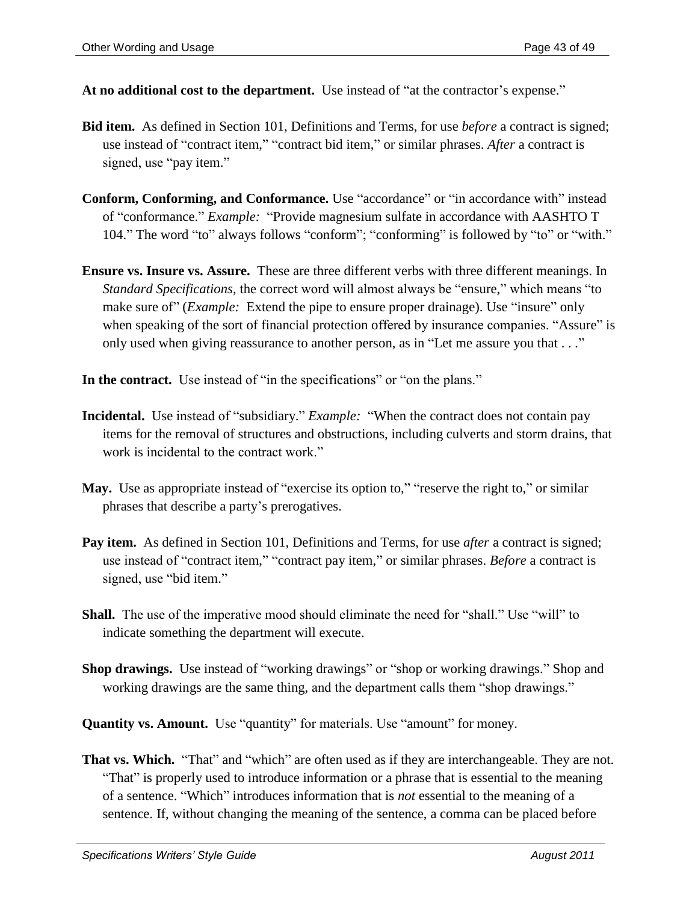**At no additional cost to the department.** Use instead of "at the contractor's expense."

**Bid item.** As defined in Section 101, Definitions and Terms, for use *before* a contract is signed; use instead of "contract item," "contract bid item," or similar phrases. *After* a contract is signed, use "pay item."

**Conform, Conforming, and Conformance.** Use "accordance" or "in accordance with" instead of "conformance." *Example:* "Provide magnesium sulfate in accordance with AASHTO T 104." The word "to" always follows "conform"; "conforming" is followed by "to" or "with."

**Ensure vs. Insure vs. Assure.** These are three different verbs with three different meanings. In *Standard Specifications*, the correct word will almost always be "ensure," which means "to make sure of" (*Example:* Extend the pipe to ensure proper drainage). Use "insure" only when speaking of the sort of financial protection offered by insurance companies. "Assure" is only used when giving reassurance to another person, as in "Let me assure you that . . ."

**In the contract.** Use instead of "in the specifications" or "on the plans."

**Incidental.** Use instead of "subsidiary." *Example:* "When the contract does not contain pay items for the removal of structures and obstructions, including culverts and storm drains, that work is incidental to the contract work."

**May.** Use as appropriate instead of "exercise its option to," "reserve the right to," or similar phrases that describe a party's prerogatives.

**Pay item.** As defined in Section 101, Definitions and Terms, for use *after* a contract is signed; use instead of "contract item," "contract pay item," or similar phrases. *Before* a contract is signed, use "bid item."

**Shall.** The use of the imperative mood should eliminate the need for "shall." Use "will" to indicate something the department will execute.

**Shop drawings.** Use instead of "working drawings" or "shop or working drawings." Shop and working drawings are the same thing, and the department calls them "shop drawings."

**Quantity vs. Amount.** Use "quantity" for materials. Use "amount" for money.

**That vs. Which.** "That" and "which" are often used as if they are interchangeable. They are not. "That" is properly used to introduce information or a phrase that is essential to the meaning of a sentence. "Which" introduces information that is *not* essential to the meaning of a sentence. If, without changing the meaning of the sentence, a comma can be placed before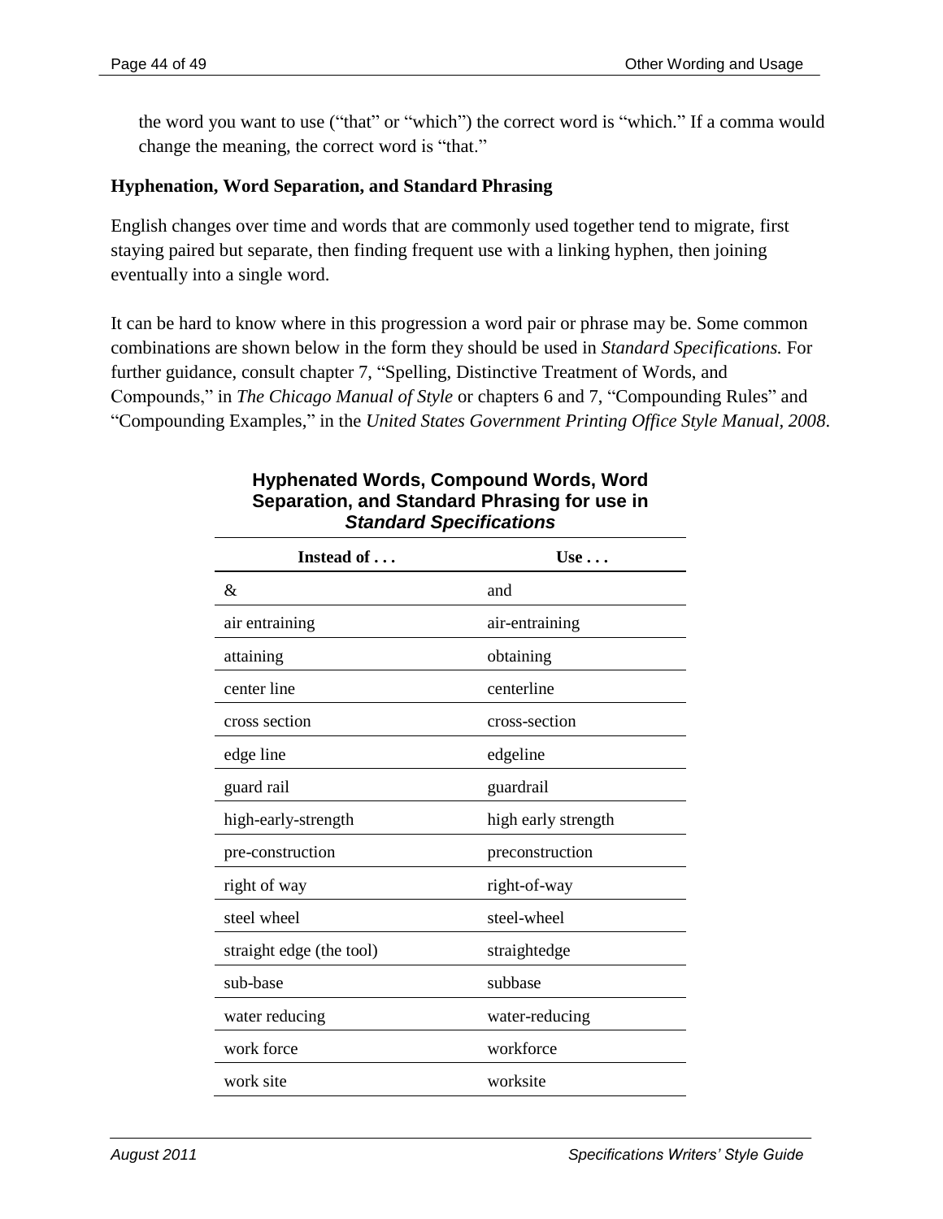the word you want to use ("that" or "which") the correct word is "which." If a comma would change the meaning, the correct word is "that."

### Hyphenation, Word Separation, and Standard Phrasing

English changes over time and words that are commonly used together tend to migrate, first staying paired but separate, then finding frequent use with a linking hyphen, then joining eventually into a single word.

It can be hard to know where in this progression a word pair or phrase may be. Some common combinations are shown below in the form they should be used in *Standard Specifications.* For further guidance, consult chapter 7, "Spelling, Distinctive Treatment of Words, and Compounds," in *The Chicago Manual of Style* or chapters 6 and 7, "Compounding Rules" and "Compounding Examples," in the *United States Government Printing Office Style Manual, 2008*.

**Hyphenated Words, Compound Words, Word Separation, and Standard Phrasing for use in *Standard Specifications***

| Instead of . . . | Use . . . |
|---|---|
| & | and |
| air entraining | air-entraining |
| attaining | obtaining |
| center line | centerline |
| cross section | cross-section |
| edge line | edgeline |
| guard rail | guardrail |
| high-early-strength | high early strength |
| pre-construction | preconstruction |
| right of way | right-of-way |
| steel wheel | steel-wheel |
| straight edge (the tool) | straightedge |
| sub-base | subbase |
| water reducing | water-reducing |
| work force | workforce |
| work site | worksite |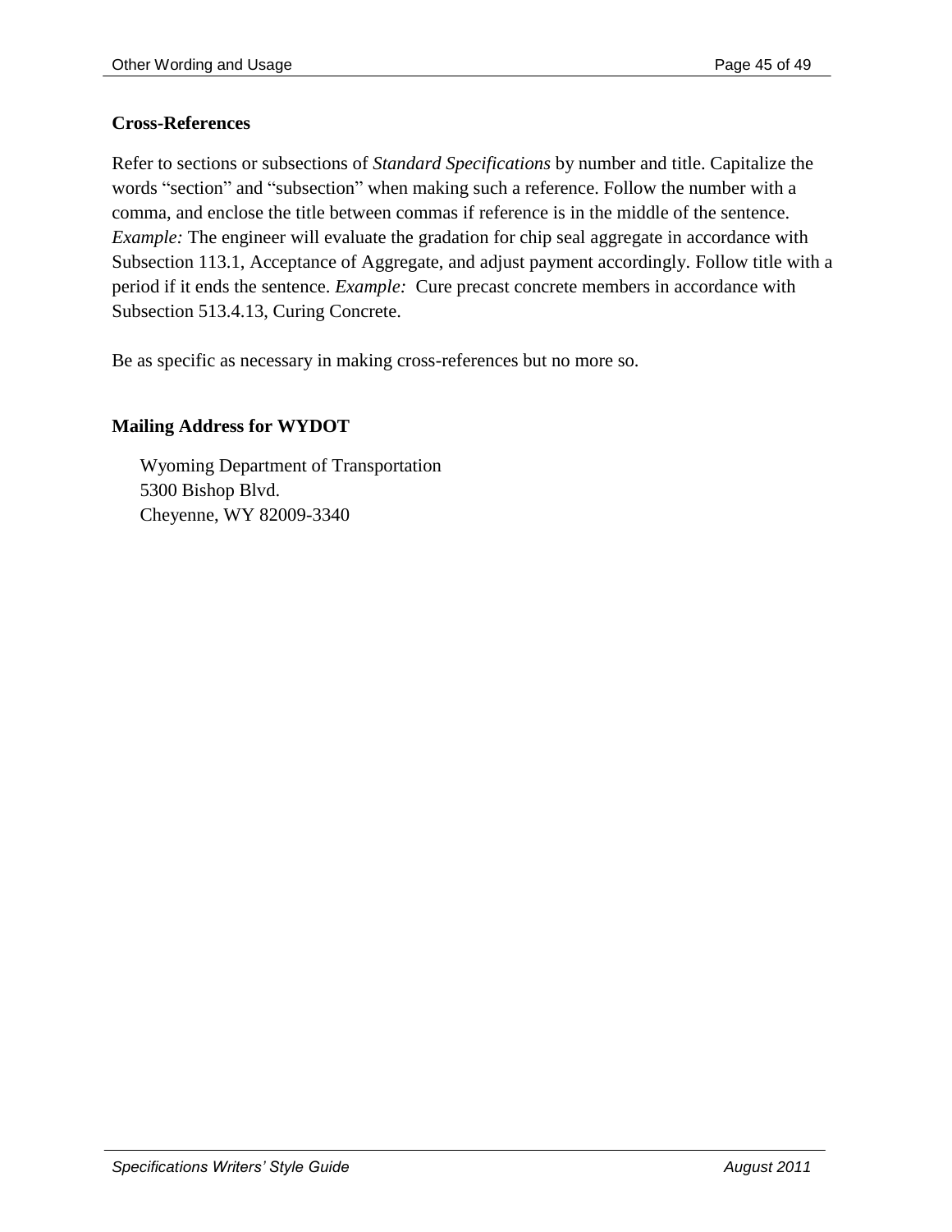### Cross-References

Refer to sections or subsections of *Standard Specifications* by number and title. Capitalize the words “section” and “subsection” when making such a reference. Follow the number with a comma, and enclose the title between commas if reference is in the middle of the sentence. *Example:* The engineer will evaluate the gradation for chip seal aggregate in accordance with Subsection 113.1, Acceptance of Aggregate, and adjust payment accordingly. Follow title with a period if it ends the sentence. *Example:* Cure precast concrete members in accordance with Subsection 513.4.13, Curing Concrete.

Be as specific as necessary in making cross-references but no more so.

### Mailing Address for WYDOT

Wyoming Department of Transportation
5300 Bishop Blvd.
Cheyenne, WY 82009-3340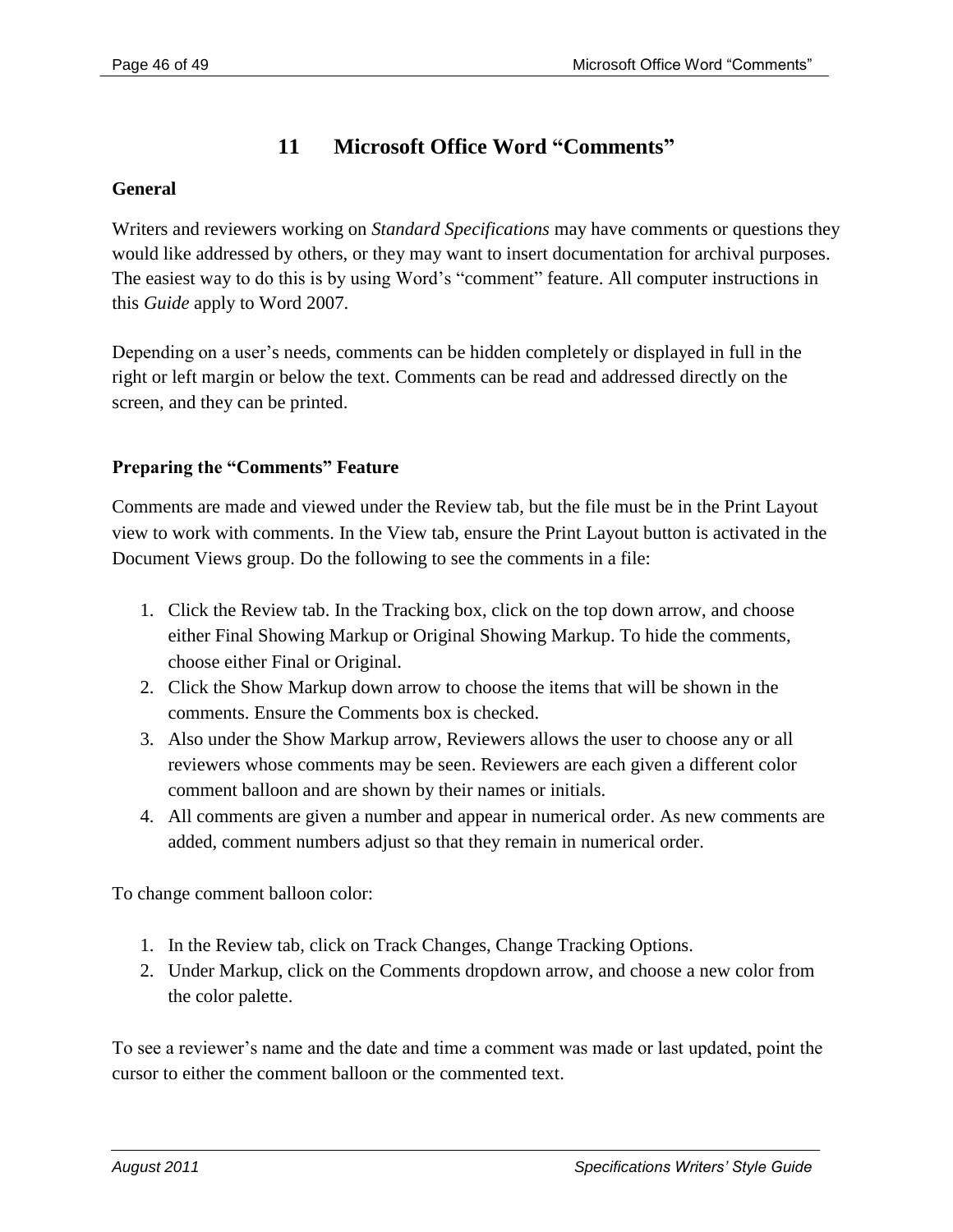# 11 Microsoft Office Word "Comments"

### General

Writers and reviewers working on *Standard Specifications* may have comments or questions they would like addressed by others, or they may want to insert documentation for archival purposes. The easiest way to do this is by using Word's "comment" feature. All computer instructions in this *Guide* apply to Word 2007.

Depending on a user's needs, comments can be hidden completely or displayed in full in the right or left margin or below the text. Comments can be read and addressed directly on the screen, and they can be printed.

### Preparing the "Comments" Feature

Comments are made and viewed under the Review tab, but the file must be in the Print Layout view to work with comments. In the View tab, ensure the Print Layout button is activated in the Document Views group. Do the following to see the comments in a file:

1. Click the Review tab. In the Tracking box, click on the top down arrow, and choose either Final Showing Markup or Original Showing Markup. To hide the comments, choose either Final or Original.
2. Click the Show Markup down arrow to choose the items that will be shown in the comments. Ensure the Comments box is checked.
3. Also under the Show Markup arrow, Reviewers allows the user to choose any or all reviewers whose comments may be seen. Reviewers are each given a different color comment balloon and are shown by their names or initials.
4. All comments are given a number and appear in numerical order. As new comments are added, comment numbers adjust so that they remain in numerical order.

To change comment balloon color:

1. In the Review tab, click on Track Changes, Change Tracking Options.
2. Under Markup, click on the Comments dropdown arrow, and choose a new color from the color palette.

To see a reviewer's name and the date and time a comment was made or last updated, point the cursor to either the comment balloon or the commented text.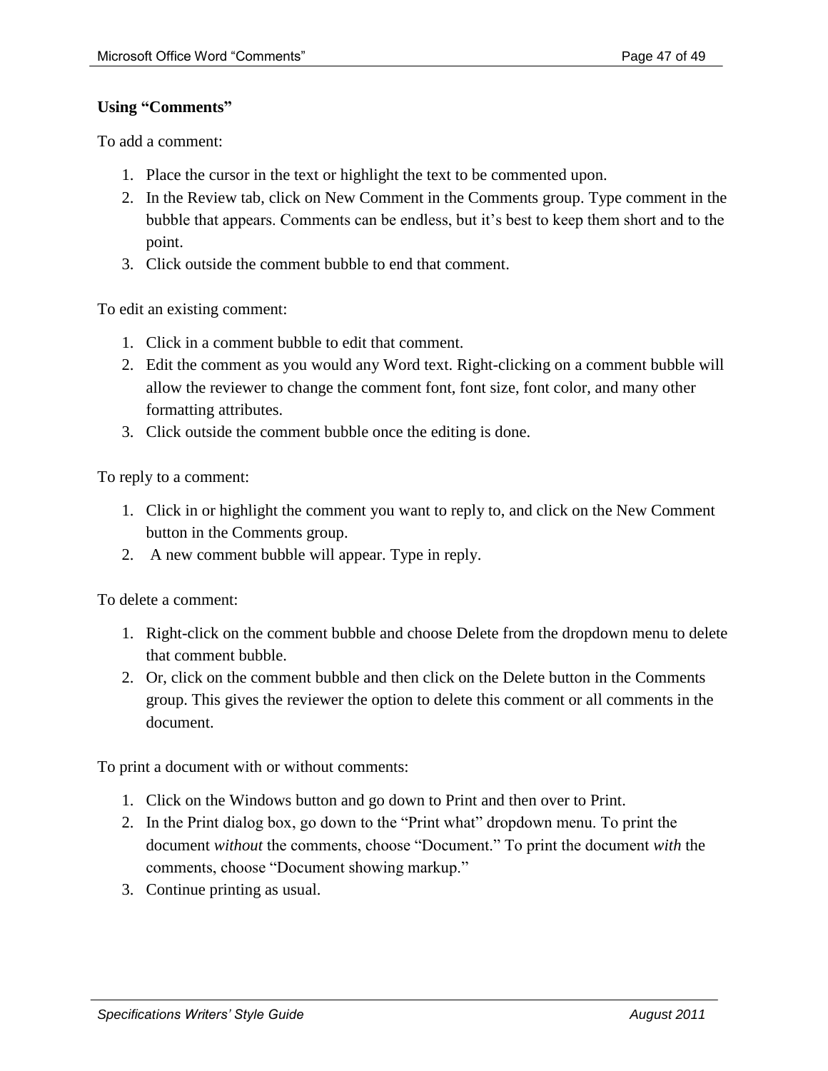**Using "Comments"**

To add a comment:

1. Place the cursor in the text or highlight the text to be commented upon.
2. In the Review tab, click on New Comment in the Comments group. Type comment in the bubble that appears. Comments can be endless, but it's best to keep them short and to the point.
3. Click outside the comment bubble to end that comment.

To edit an existing comment:

1. Click in a comment bubble to edit that comment.
2. Edit the comment as you would any Word text. Right-clicking on a comment bubble will allow the reviewer to change the comment font, font size, font color, and many other formatting attributes.
3. Click outside the comment bubble once the editing is done.

To reply to a comment:

1. Click in or highlight the comment you want to reply to, and click on the New Comment button in the Comments group.
2. A new comment bubble will appear. Type in reply.

To delete a comment:

1. Right-click on the comment bubble and choose Delete from the dropdown menu to delete that comment bubble.
2. Or, click on the comment bubble and then click on the Delete button in the Comments group. This gives the reviewer the option to delete this comment or all comments in the document.

To print a document with or without comments:

1. Click on the Windows button and go down to Print and then over to Print.
2. In the Print dialog box, go down to the "Print what" dropdown menu. To print the document *without* the comments, choose "Document." To print the document *with* the comments, choose "Document showing markup."
3. Continue printing as usual.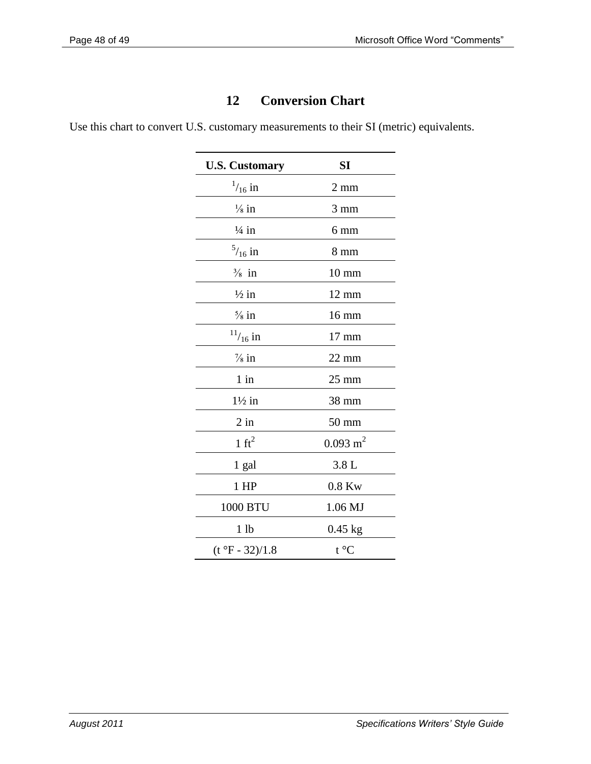# 12 Conversion Chart

Use this chart to convert U.S. customary measurements to their SI (metric) equivalents.

| U.S. Customary | SI |
|---|---|
| $^{1}/_{16}$ in | 2 mm |
| ⅛ in | 3 mm |
| ¼ in | 6 mm |
| $^{5}/_{16}$ in | 8 mm |
| ⅜ in | 10 mm |
| ½ in | 12 mm |
| ⅝ in | 16 mm |
| $^{11}/_{16}$ in | 17 mm |
| ⅞ in | 22 mm |
| 1 in | 25 mm |
| 1½ in | 38 mm |
| 2 in | 50 mm |
| 1 $ft^2$ | 0.093 $m^2$ |
| 1 gal | 3.8 L |
| 1 HP | 0.8 Kw |
| 1000 BTU | 1.06 MJ |
| 1 lb | 0.45 kg |
| (t °F - 32)/1.8 | t °C |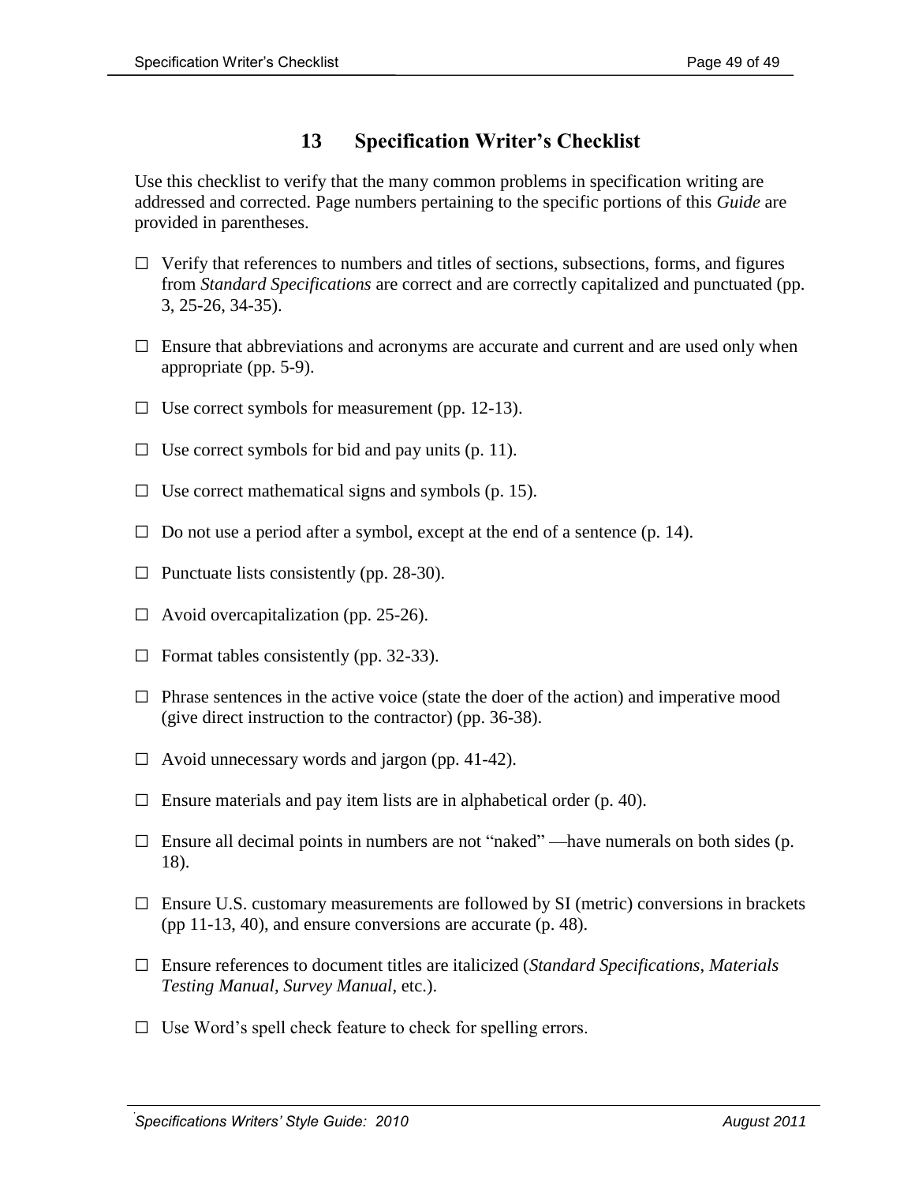# 13 Specification Writer's Checklist

Use this checklist to verify that the many common problems in specification writing are addressed and corrected. Page numbers pertaining to the specific portions of this *Guide* are provided in parentheses.

- ☐ Verify that references to numbers and titles of sections, subsections, forms, and figures from *Standard Specifications* are correct and are correctly capitalized and punctuated (pp. 3, 25-26, 34-35).
- ☐ Ensure that abbreviations and acronyms are accurate and current and are used only when appropriate (pp. 5-9).
- ☐ Use correct symbols for measurement (pp. 12-13).
- ☐ Use correct symbols for bid and pay units (p. 11).
- ☐ Use correct mathematical signs and symbols (p. 15).
- ☐ Do not use a period after a symbol, except at the end of a sentence (p. 14).
- ☐ Punctuate lists consistently (pp. 28-30).
- ☐ Avoid overcapitalization (pp. 25-26).
- ☐ Format tables consistently (pp. 32-33).
- ☐ Phrase sentences in the active voice (state the doer of the action) and imperative mood (give direct instruction to the contractor) (pp. 36-38).
- ☐ Avoid unnecessary words and jargon (pp. 41-42).
- ☐ Ensure materials and pay item lists are in alphabetical order (p. 40).
- ☐ Ensure all decimal points in numbers are not "naked" —have numerals on both sides (p. 18).
- ☐ Ensure U.S. customary measurements are followed by SI (metric) conversions in brackets (pp 11-13, 40), and ensure conversions are accurate (p. 48).
- ☐ Ensure references to document titles are italicized (*Standard Specifications*, *Materials Testing Manual*, *Survey Manual*, etc.).
- ☐ Use Word's spell check feature to check for spelling errors.